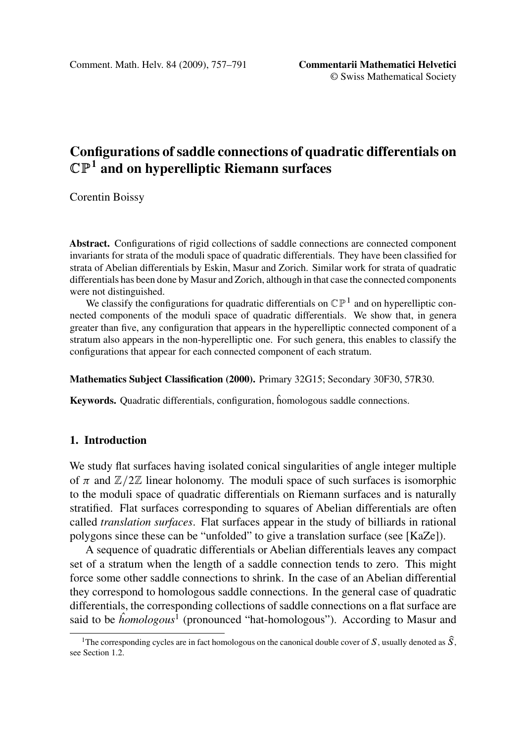# Configurations of saddle connections of quadratic differentials on $\mathbb{CP}^1$ and on hyperelliptic Riemann surfaces

Corentin Boissy

**Abstract.** Configurations of rigid collections of saddle connections are connected component invariants for strata of the moduli space of quadratic differentials. They have been classified for strata of Abelian differentials by Eskin, Masur and Zorich. Similar work for strata of quadratic differentials has been done by Masur and Zorich, although in that case the connected components were not distinguished.

We classify the configurations for quadratic differentials on $\mathbb{CP}^1$ and on hyperelliptic connected components of the moduli space of quadratic differentials. We show that, in genera greater than five, any configuration that appears in the hyperelliptic connected component of a stratum also appears in the non-hyperelliptic one. For such genera, this enables to classify the configurations that appear for each connected component of each stratum.

**Mathematics Subject Classification (2000).** Primary 32G15; Secondary 30F30, 57R30.

**Keywords.** Quadratic differentials, configuration, $\hat{\text{h}}$omologous saddle connections.

## 1. Introduction

We study flat surfaces having isolated conical singularities of angle integer multiple of $\pi$ and $\mathbb{Z}/2\mathbb{Z}$ linear holonomy. The moduli space of such surfaces is isomorphic to the moduli space of quadratic differentials on Riemann surfaces and is naturally stratified. Flat surfaces corresponding to squares of Abelian differentials are often called *translation surfaces*. Flat surfaces appear in the study of billiards in rational polygons since these can be "unfolded" to give a translation surface (see [KaZe]).

A sequence of quadratic differentials or Abelian differentials leaves any compact set of a stratum when the length of a saddle connection tends to zero. This might force some other saddle connections to shrink. In the case of an Abelian differential they correspond to homologous saddle connections. In the general case of quadratic differentials, the corresponding collections of saddle connections on a flat surface are said to be *$\hat{h}$omologous*[1] (pronounced "hat-homologous"). According to Masur and

[1] The corresponding cycles are in fact homologous on the canonical double cover of $S$, usually denoted as $\widehat{S}$, see Section 1.2.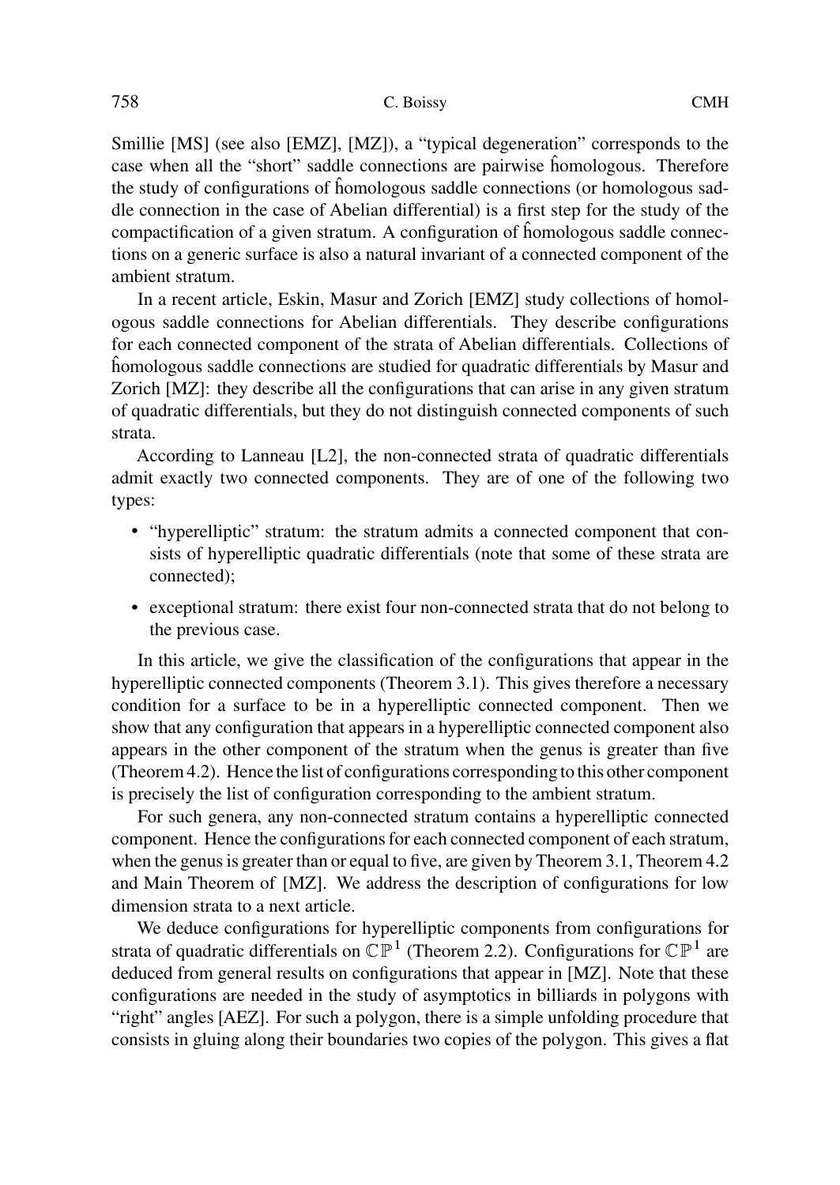Smillie [MS] (see also [EMZ], [MZ]), a "typical degeneration" corresponds to the case when all the "short" saddle connections are pairwise $\hat{\text{h}}$omologous. Therefore the study of configurations of $\hat{\text{h}}$omologous saddle connections (or homologous saddle connection in the case of Abelian differential) is a first step for the study of the compactification of a given stratum. A configuration of $\hat{\text{h}}$omologous saddle connections on a generic surface is also a natural invariant of a connected component of the ambient stratum.

In a recent article, Eskin, Masur and Zorich [EMZ] study collections of homologous saddle connections for Abelian differentials. They describe configurations for each connected component of the strata of Abelian differentials. Collections of $\hat{\text{h}}$omologous saddle connections are studied for quadratic differentials by Masur and Zorich [MZ]: they describe all the configurations that can arise in any given stratum of quadratic differentials, but they do not distinguish connected components of such strata.

According to Lanneau [L2], the non-connected strata of quadratic differentials admit exactly two connected components. They are of one of the following two types:

- "hyperelliptic" stratum: the stratum admits a connected component that consists of hyperelliptic quadratic differentials (note that some of these strata are connected);
- exceptional stratum: there exist four non-connected strata that do not belong to the previous case.

In this article, we give the classification of the configurations that appear in the hyperelliptic connected components (Theorem 3.1). This gives therefore a necessary condition for a surface to be in a hyperelliptic connected component. Then we show that any configuration that appears in a hyperelliptic connected component also appears in the other component of the stratum when the genus is greater than five (Theorem 4.2). Hence the list of configurations corresponding to this other component is precisely the list of configuration corresponding to the ambient stratum.

For such genera, any non-connected stratum contains a hyperelliptic connected component. Hence the configurations for each connected component of each stratum, when the genus is greater than or equal to five, are given by Theorem 3.1, Theorem 4.2 and Main Theorem of [MZ]. We address the description of configurations for low dimension strata to a next article.

We deduce configurations for hyperelliptic components from configurations for strata of quadratic differentials on $\mathbb{CP}^1$ (Theorem 2.2). Configurations for $\mathbb{CP}^1$ are deduced from general results on configurations that appear in [MZ]. Note that these configurations are needed in the study of asymptotics in billiards in polygons with "right" angles [AEZ]. For such a polygon, there is a simple unfolding procedure that consists in gluing along their boundaries two copies of the polygon. This gives a flat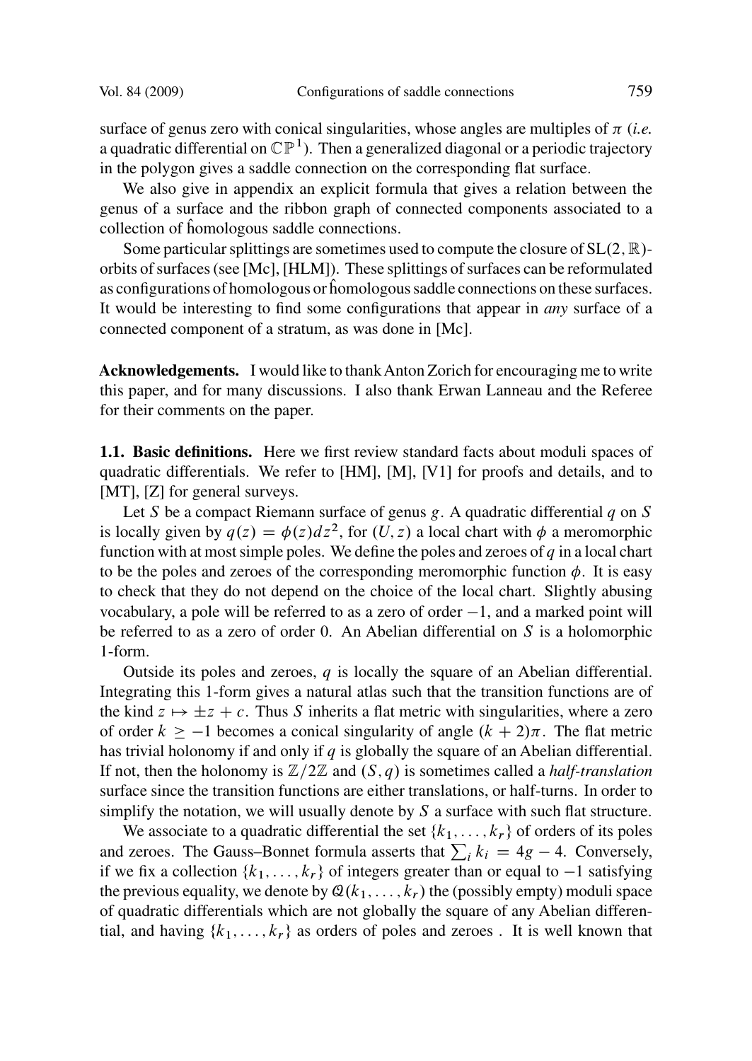surface of genus zero with conical singularities, whose angles are multiples of $\pi$ (*i.e.* a quadratic differential on $\mathbb{CP}^1$). Then a generalized diagonal or a periodic trajectory in the polygon gives a saddle connection on the corresponding flat surface.

We also give in appendix an explicit formula that gives a relation between the genus of a surface and the ribbon graph of connected components associated to a collection of $\hat{\text{h}}$omologous saddle connections.

Some particular splittings are sometimes used to compute the closure of $\mathrm{SL}(2,\mathbb{R})$-orbits of surfaces (see [Mc], [HLM]). These splittings of surfaces can be reformulated as configurations of homologous or $\hat{\text{h}}$omologous saddle connections on these surfaces. It would be interesting to find some configurations that appear in *any* surface of a connected component of a stratum, as was done in [Mc].

**Acknowledgements.** I would like to thank Anton Zorich for encouraging me to write this paper, and for many discussions. I also thank Erwan Lanneau and the Referee for their comments on the paper.

**1.1. Basic definitions.** Here we first review standard facts about moduli spaces of quadratic differentials. We refer to [HM], [M], [V1] for proofs and details, and to [MT], [Z] for general surveys.

Let $S$ be a compact Riemann surface of genus $g$. A quadratic differential $q$ on $S$ is locally given by $q(z) = \phi(z)dz^2$, for $(U, z)$ a local chart with $\phi$ a meromorphic function with at most simple poles. We define the poles and zeroes of $q$ in a local chart to be the poles and zeroes of the corresponding meromorphic function $\phi$. It is easy to check that they do not depend on the choice of the local chart. Slightly abusing vocabulary, a pole will be referred to as a zero of order $-1$, and a marked point will be referred to as a zero of order 0. An Abelian differential on $S$ is a holomorphic 1-form.

Outside its poles and zeroes, $q$ is locally the square of an Abelian differential. Integrating this 1-form gives a natural atlas such that the transition functions are of the kind $z \mapsto \pm z + c$. Thus $S$ inherits a flat metric with singularities, where a zero of order $k \geq -1$ becomes a conical singularity of angle $(k+2)\pi$. The flat metric has trivial holonomy if and only if $q$ is globally the square of an Abelian differential. If not, then the holonomy is $\mathbb{Z}/2\mathbb{Z}$ and $(S, q)$ is sometimes called a *half-translation* surface since the transition functions are either translations, or half-turns. In order to simplify the notation, we will usually denote by $S$ a surface with such flat structure.

We associate to a quadratic differential the set $\{k_1, \dots, k_r\}$ of orders of its poles and zeroes. The Gauss–Bonnet formula asserts that $\sum_i k_i = 4g - 4$. Conversely, if we fix a collection $\{k_1, \dots, k_r\}$ of integers greater than or equal to $-1$ satisfying the previous equality, we denote by $\mathcal{Q}(k_1, \dots, k_r)$ the (possibly empty) moduli space of quadratic differentials which are not globally the square of any Abelian differential, and having $\{k_1, \dots, k_r\}$ as orders of poles and zeroes . It is well known that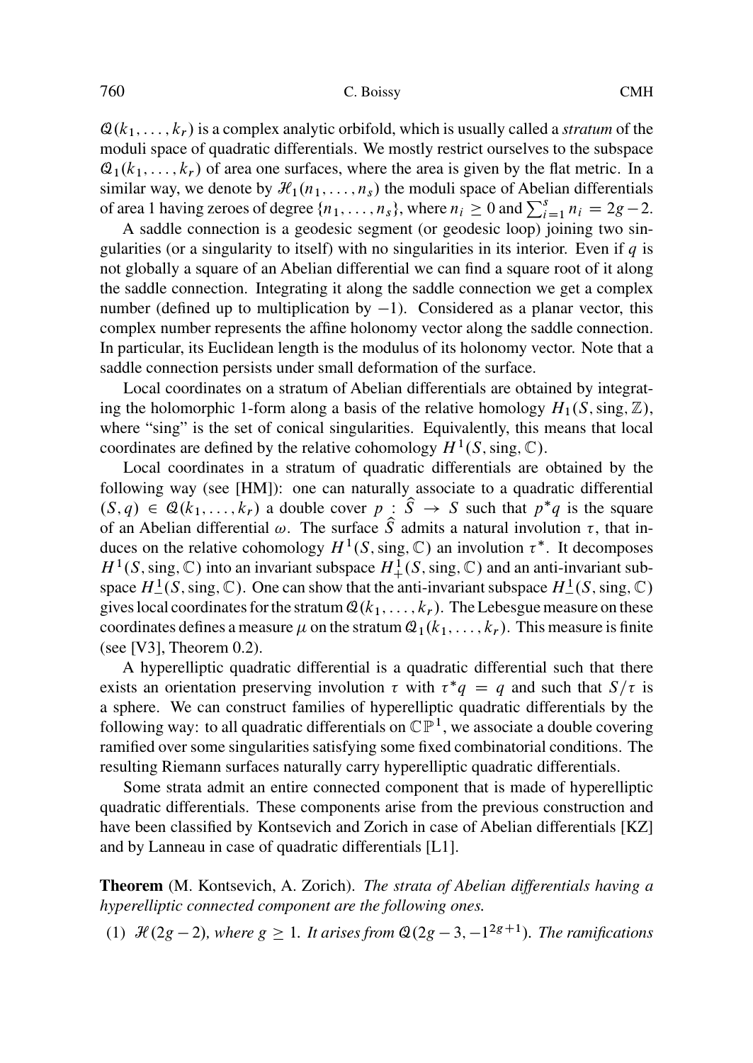$\mathcal{Q}(k_1, \dots, k_r)$ is a complex analytic orbifold, which is usually called a *stratum* of the moduli space of quadratic differentials. We mostly restrict ourselves to the subspace $\mathcal{Q}_1(k_1, \dots, k_r)$ of area one surfaces, where the area is given by the flat metric. In a similar way, we denote by $\mathcal{H}_1(n_1, \dots, n_s)$ the moduli space of Abelian differentials of area 1 having zeroes of degree $\{n_1, \dots, n_s\}$, where $n_i \geq 0$ and $\sum_{i=1}^{s} n_i = 2g-2$.

A saddle connection is a geodesic segment (or geodesic loop) joining two singularities (or a singularity to itself) with no singularities in its interior. Even if $q$ is not globally a square of an Abelian differential we can find a square root of it along the saddle connection. Integrating it along the saddle connection we get a complex number (defined up to multiplication by $-1$). Considered as a planar vector, this complex number represents the affine holonomy vector along the saddle connection. In particular, its Euclidean length is the modulus of its holonomy vector. Note that a saddle connection persists under small deformation of the surface.

Local coordinates on a stratum of Abelian differentials are obtained by integrating the holomorphic 1-form along a basis of the relative homology $H_1(S, \text{sing}, \mathbb{Z})$, where "sing" is the set of conical singularities. Equivalently, this means that local coordinates are defined by the relative cohomology $H^1(S, \text{sing}, \mathbb{C})$.

Local coordinates in a stratum of quadratic differentials are obtained by the following way (see [HM]): one can naturally associate to a quadratic differential $(S, q) \in \mathcal{Q}(k_1, \dots, k_r)$ a double cover $p : \widehat{S} \to S$ such that $p^*q$ is the square of an Abelian differential $\omega$. The surface $\widehat{S}$ admits a natural involution $\tau$, that induces on the relative cohomology $H^1(S, \text{sing}, \mathbb{C})$ an involution $\tau^*$. It decomposes $H^1(S, \text{sing}, \mathbb{C})$ into an invariant subspace $H^1_+(S, \text{sing}, \mathbb{C})$ and an anti-invariant subspace $H^1_-(S, \text{sing}, \mathbb{C})$. One can show that the anti-invariant subspace $H^1_-(S, \text{sing}, \mathbb{C})$ gives local coordinates for the stratum $\mathcal{Q}(k_1, \dots, k_r)$. The Lebesgue measure on these coordinates defines a measure $\mu$ on the stratum $\mathcal{Q}_1(k_1, \dots, k_r)$. This measure is finite (see [V3], Theorem 0.2).

A hyperelliptic quadratic differential is a quadratic differential such that there exists an orientation preserving involution $\tau$ with $\tau^* q = q$ and such that $S/\tau$ is a sphere. We can construct families of hyperelliptic quadratic differentials by the following way: to all quadratic differentials on $\mathbb{CP}^1$, we associate a double covering ramified over some singularities satisfying some fixed combinatorial conditions. The resulting Riemann surfaces naturally carry hyperelliptic quadratic differentials.

Some strata admit an entire connected component that is made of hyperelliptic quadratic differentials. These components arise from the previous construction and have been classified by Kontsevich and Zorich in case of Abelian differentials [KZ] and by Lanneau in case of quadratic differentials [L1].

**Theorem** (M. Kontsevich, A. Zorich). *The strata of Abelian differentials having a hyperelliptic connected component are the following ones.*

(1) $\mathcal{H}(2g-2)$*, where* $g \geq 1$*. It arises from* $\mathcal{Q}(2g-3, -1^{2g+1})$*. The ramifications*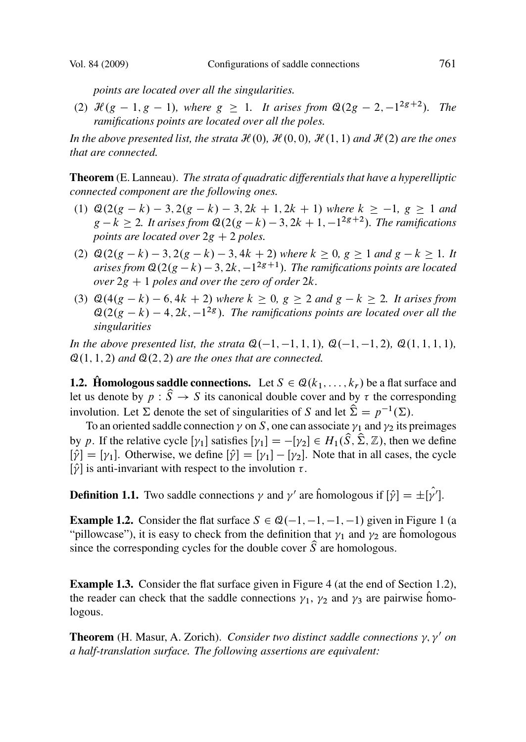*points are located over all the singularities.*

(2) $\mathcal{H}(g-1, g-1)$*, where* $g \geq 1$*. It arises from* $\mathcal{Q}(2g-2, -1^{2g+2})$*. The ramifications points are located over all the poles.*

*In the above presented list, the strata* $\mathcal{H}(0)$*,* $\mathcal{H}(0,0)$*,* $\mathcal{H}(1,1)$ *and* $\mathcal{H}(2)$ *are the ones that are connected.*

**Theorem** (E. Lanneau). *The strata of quadratic differentials that have a hyperelliptic connected component are the following ones.*

(1) $\mathcal{Q}(2(g-k)-3, 2(g-k)-3, 2k+1, 2k+1)$ *where* $k \geq -1$*,* $g \geq 1$ *and* $g-k \geq 2$*. It arises from* $\mathcal{Q}(2(g-k)-3, 2k+1, -1^{2g+2})$*. The ramifications points are located over* $2g+2$ *poles.*

(2) $\mathcal{Q}(2(g-k)-3, 2(g-k)-3, 4k+2)$ *where* $k \geq 0$*,* $g \geq 1$ *and* $g-k \geq 1$*. It arises from* $\mathcal{Q}(2(g-k)-3, 2k, -1^{2g+1})$*. The ramifications points are located over* $2g+1$ *poles and over the zero of order* $2k$*.*

(3) $\mathcal{Q}(4(g-k)-6, 4k+2)$ *where* $k \geq 0$*,* $g \geq 2$ *and* $g-k \geq 2$*. It arises from* $\mathcal{Q}(2(g-k)-4, 2k, -1^{2g})$*. The ramifications points are located over all the singularities*

*In the above presented list, the strata* $\mathcal{Q}(-1,-1,1,1)$*,* $\mathcal{Q}(-1,-1,2)$*,* $\mathcal{Q}(1,1,1,1)$*,* $\mathcal{Q}(1,1,2)$ *and* $\mathcal{Q}(2,2)$ *are the ones that are connected.*

### 1.2. $\hat{\text{H}}$omologous saddle connections.

Let $S \in \mathcal{Q}(k_1, \dots, k_r)$ be a flat surface and let us denote by $p : \widehat{S} \to S$ its canonical double cover and by $\tau$ the corresponding involution. Let $\Sigma$ denote the set of singularities of $S$ and let $\widehat{\Sigma} = p^{-1}(\Sigma)$.

To an oriented saddle connection $\gamma$ on $S$, one can associate $\gamma_1$ and $\gamma_2$ its preimages by $p$. If the relative cycle $[\gamma_1]$ satisfies $[\gamma_1] = -[\gamma_2] \in H_1(\widehat{S}, \widehat{\Sigma}, \mathbb{Z})$, then we define $[\hat{\gamma}] = [\gamma_1]$. Otherwise, we define $[\hat{\gamma}] = [\gamma_1] - [\gamma_2]$. Note that in all cases, the cycle $[\hat{\gamma}]$ is anti-invariant with respect to the involution $\tau$.

**Definition 1.1.** Two saddle connections $\gamma$ and $\gamma'$ are $\hat{\text{h}}$omologous if $[\hat{\gamma}] = \pm[\hat{\gamma'}]$.

**Example 1.2.** Consider the flat surface $S \in \mathcal{Q}(-1,-1,-1,-1)$ given in Figure 1 (a "pillowcase"), it is easy to check from the definition that $\gamma_1$ and $\gamma_2$ are $\hat{\text{h}}$omologous since the corresponding cycles for the double cover $\widehat{S}$ are homologous.

**Example 1.3.** Consider the flat surface given in Figure 4 (at the end of Section 1.2), the reader can check that the saddle connections $\gamma_1$, $\gamma_2$ and $\gamma_3$ are pairwise $\hat{\text{h}}$omologous.

**Theorem** (H. Masur, A. Zorich). *Consider two distinct saddle connections* $\gamma, \gamma'$ *on a half-translation surface. The following assertions are equivalent:*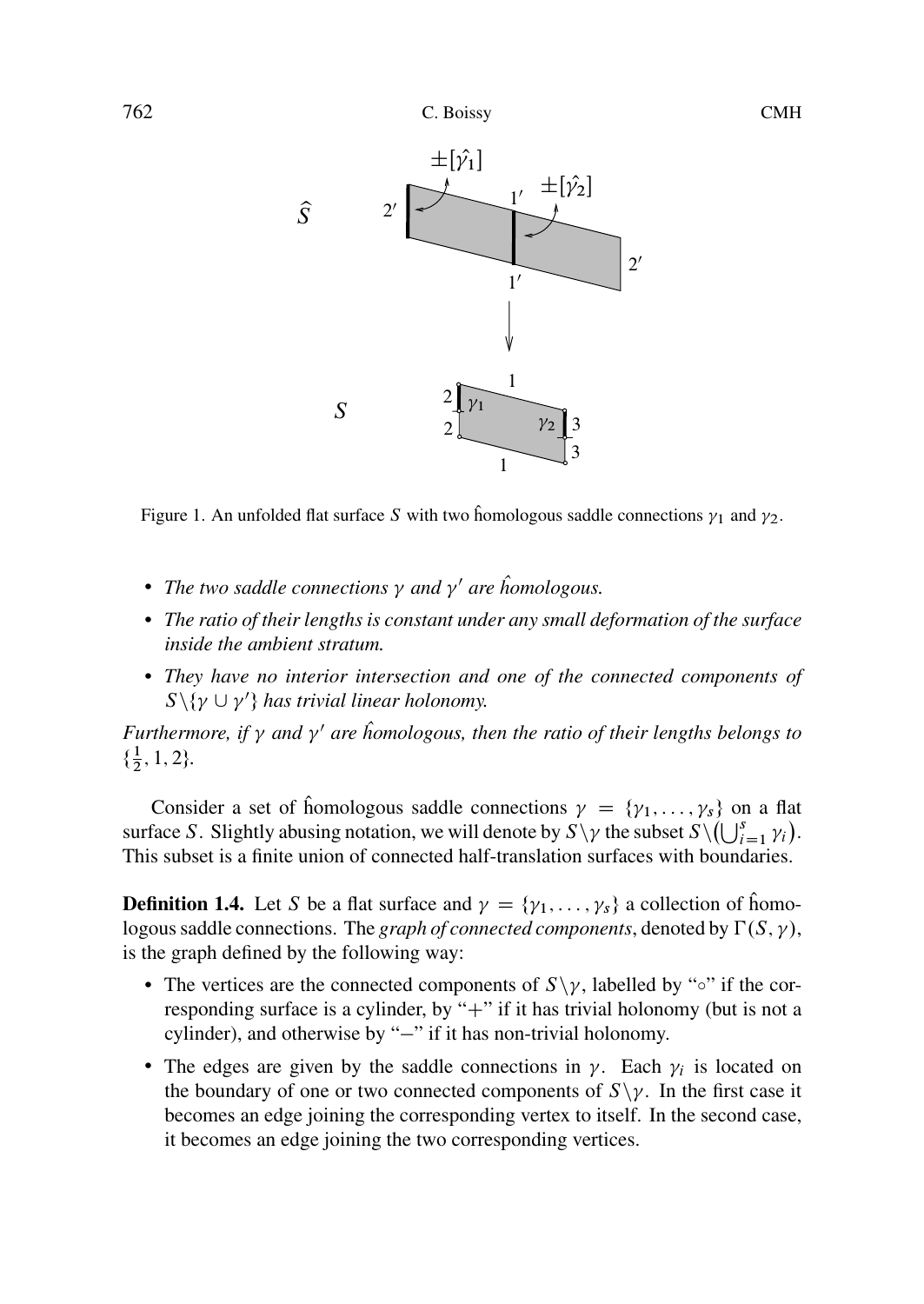Figure 1. An unfolded flat surface $S$ with two $\hat{\text{h}}$omologous saddle connections $\gamma_1$ and $\gamma_2$.

- *The two saddle connections $\gamma$ and $\gamma'$ are $\hat{h}$omologous.*
- *The ratio of their lengths is constant under any small deformation of the surface inside the ambient stratum.*
- *They have no interior intersection and one of the connected components of $S \setminus \{\gamma \cup \gamma'\}$ has trivial linear holonomy.*

*Furthermore, if $\gamma$ and $\gamma'$ are $\hat{h}$omologous, then the ratio of their lengths belongs to $\{\frac{1}{2}, 1, 2\}$.*

Consider a set of $\hat{\text{h}}$omologous saddle connections $\gamma = \{\gamma_1, \dots, \gamma_s\}$ on a flat surface $S$. Slightly abusing notation, we will denote by $S \setminus \gamma$ the subset $S \setminus \left(\bigcup_{i=1}^{s} \gamma_i\right)$. This subset is a finite union of connected half-translation surfaces with boundaries.

**Definition 1.4.** Let $S$ be a flat surface and $\gamma = \{\gamma_1, \dots, \gamma_s\}$ a collection of $\hat{\text{h}}$omologous saddle connections. The *graph of connected components*, denoted by $\Gamma(S, \gamma)$, is the graph defined by the following way:

- The vertices are the connected components of $S \setminus \gamma$, labelled by "$\circ$" if the corresponding surface is a cylinder, by "$+$" if it has trivial holonomy (but is not a cylinder), and otherwise by "$-$" if it has non-trivial holonomy.
- The edges are given by the saddle connections in $\gamma$. Each $\gamma_i$ is located on the boundary of one or two connected components of $S \setminus \gamma$. In the first case it becomes an edge joining the corresponding vertex to itself. In the second case, it becomes an edge joining the two corresponding vertices.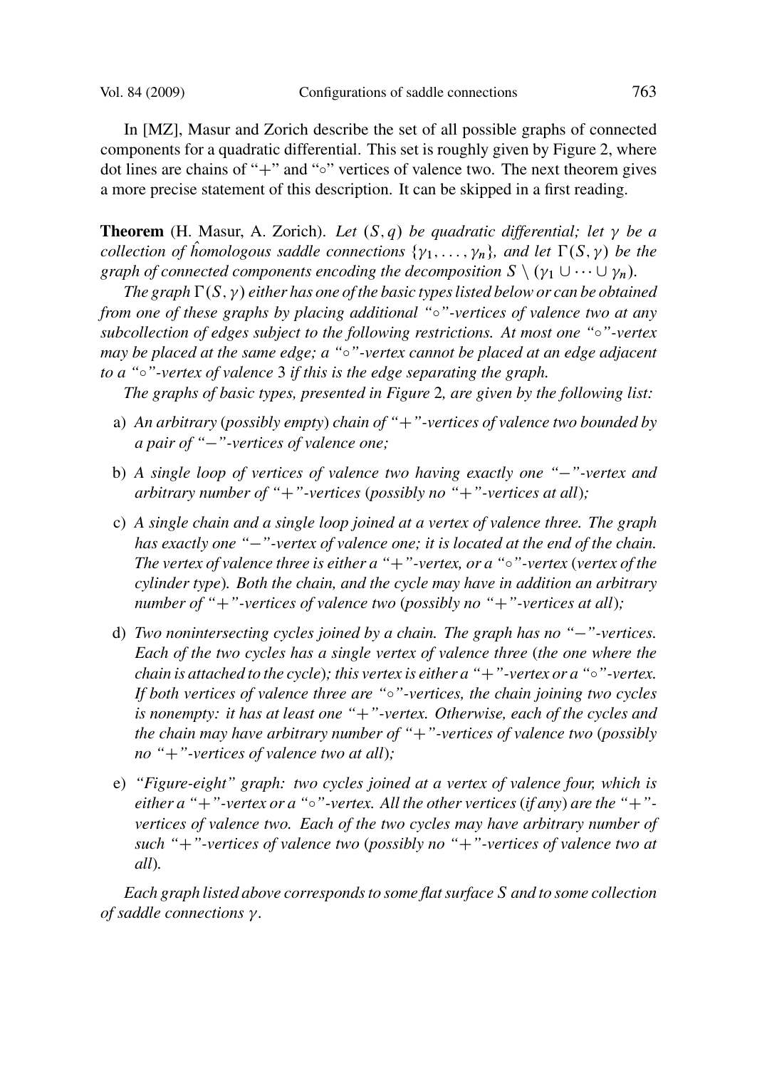In [MZ], Masur and Zorich describe the set of all possible graphs of connected components for a quadratic differential. This set is roughly given by Figure 2, where dot lines are chains of "$+$" and "$\circ$" vertices of valence two. The next theorem gives a more precise statement of this description. It can be skipped in a first reading.

**Theorem** (H. Masur, A. Zorich). *Let $(S,q)$ be quadratic differential; let $\gamma$ be a collection of $\hat{h}$omologous saddle connections $\{\gamma_1,\dots,\gamma_n\}$, and let $\Gamma(S,\gamma)$ be the graph of connected components encoding the decomposition $S\setminus(\gamma_1\cup\dots\cup\gamma_n)$.*

*The graph $\Gamma(S,\gamma)$ either has one of the basic types listed below or can be obtained from one of these graphs by placing additional "$\circ$"-vertices of valence two at any subcollection of edges subject to the following restrictions. At most one "$\circ$"-vertex may be placed at the same edge; a "$\circ$"-vertex cannot be placed at an edge adjacent to a "$\circ$"-vertex of valence 3 if this is the edge separating the graph.*

*The graphs of basic types, presented in Figure 2, are given by the following list:*

- a) *An arbitrary (possibly empty) chain of "$+$"-vertices of valence two bounded by a pair of "$-$"-vertices of valence one;*
- b) *A single loop of vertices of valence two having exactly one "$-$"-vertex and arbitrary number of "$+$"-vertices (possibly no "$+$"-vertices at all);*
- c) *A single chain and a single loop joined at a vertex of valence three. The graph has exactly one "$-$"-vertex of valence one; it is located at the end of the chain. The vertex of valence three is either a "$+$"-vertex, or a "$\circ$"-vertex (vertex of the cylinder type). Both the chain, and the cycle may have in addition an arbitrary number of "$+$"-vertices of valence two (possibly no "$+$"-vertices at all);*
- d) *Two nonintersecting cycles joined by a chain. The graph has no "$-$"-vertices. Each of the two cycles has a single vertex of valence three (the one where the chain is attached to the cycle); this vertex is either a "$+$"-vertex or a "$\circ$"-vertex. If both vertices of valence three are "$\circ$"-vertices, the chain joining two cycles is nonempty: it has at least one "$+$"-vertex. Otherwise, each of the cycles and the chain may have arbitrary number of "$+$"-vertices of valence two (possibly no "$+$"-vertices of valence two at all);*
- e) *"Figure-eight" graph: two cycles joined at a vertex of valence four, which is either a "$+$"-vertex or a "$\circ$"-vertex. All the other vertices (if any) are the "$+$"-vertices of valence two. Each of the two cycles may have arbitrary number of such "$+$"-vertices of valence two (possibly no "$+$"-vertices of valence two at all).*

*Each graph listed above corresponds to some flat surface $S$ and to some collection of saddle connections $\gamma$.*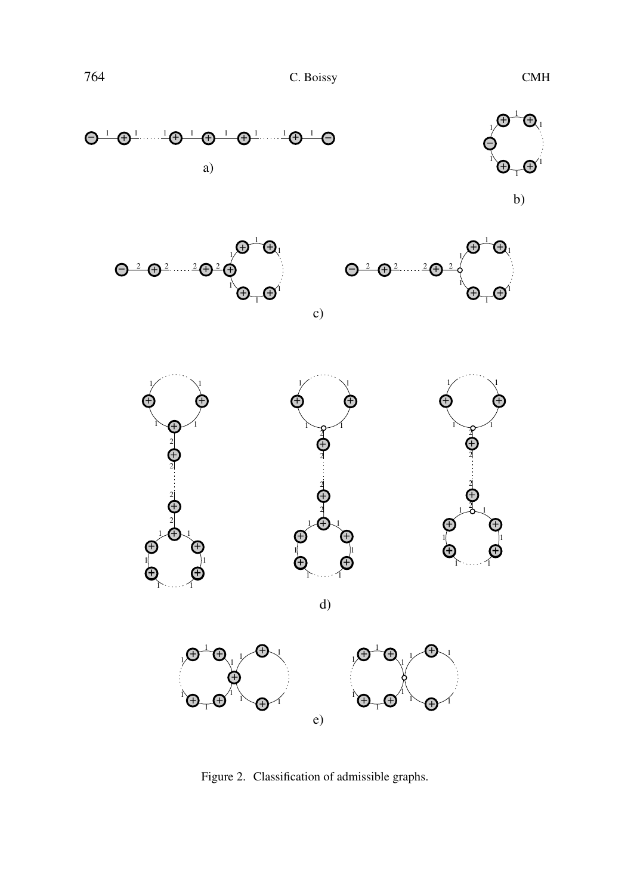Figure 2. Classification of admissible graphs.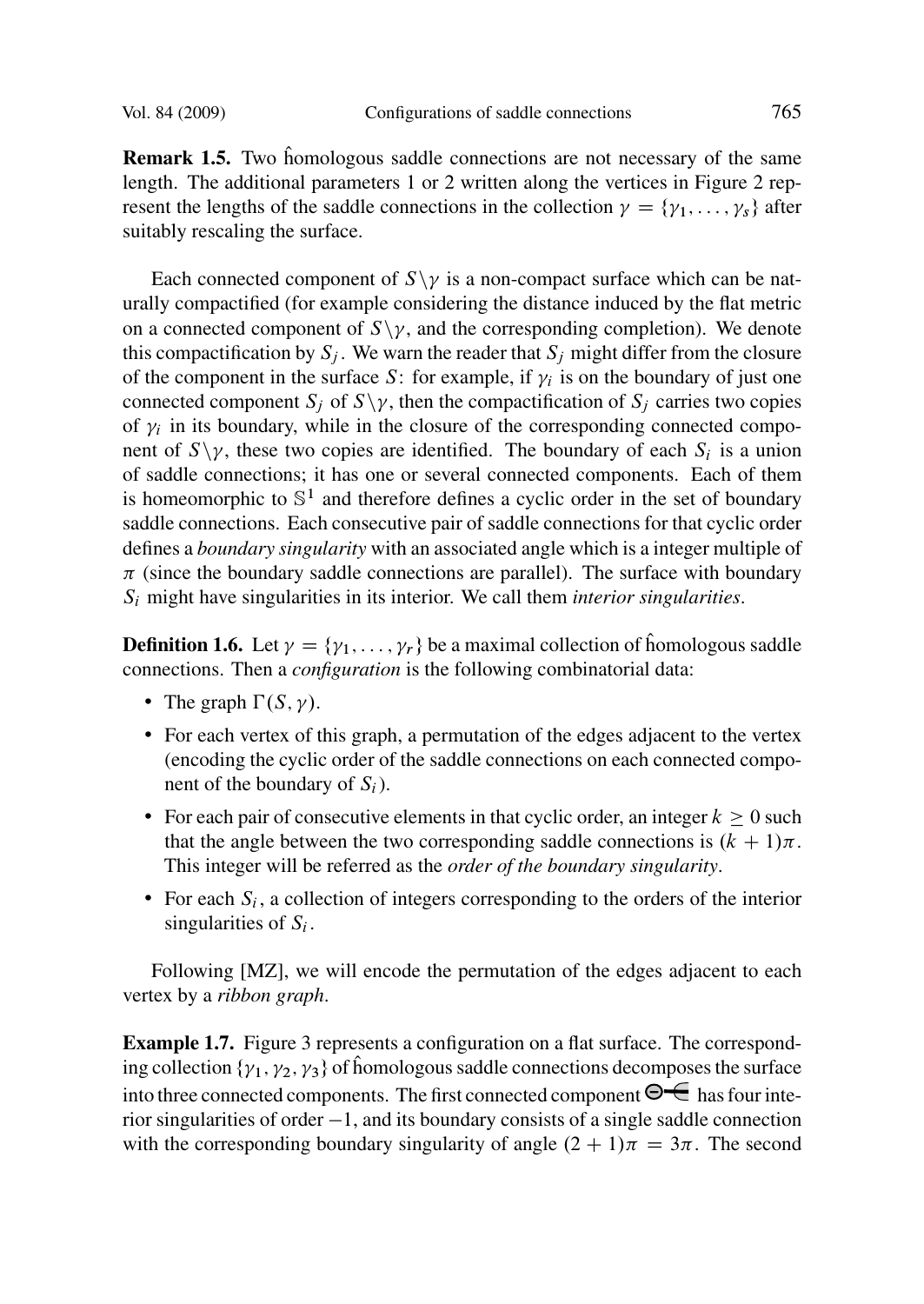**Remark 1.5.** Two $\hat{\text{h}}$omologous saddle connections are not necessary of the same length. The additional parameters 1 or 2 written along the vertices in Figure 2 represent the lengths of the saddle connections in the collection $\gamma = \{\gamma_1, \dots, \gamma_s\}$ after suitably rescaling the surface.

Each connected component of $S \setminus \gamma$ is a non-compact surface which can be naturally compactified (for example considering the distance induced by the flat metric on a connected component of $S \setminus \gamma$, and the corresponding completion). We denote this compactification by $S_j$. We warn the reader that $S_j$ might differ from the closure of the component in the surface $S$: for example, if $\gamma_i$ is on the boundary of just one connected component $S_j$ of $S \setminus \gamma$, then the compactification of $S_j$ carries two copies of $\gamma_i$ in its boundary, while in the closure of the corresponding connected component of $S \setminus \gamma$, these two copies are identified. The boundary of each $S_i$ is a union of saddle connections; it has one or several connected components. Each of them is homeomorphic to $\mathbb{S}^1$ and therefore defines a cyclic order in the set of boundary saddle connections. Each consecutive pair of saddle connections for that cyclic order defines a *boundary singularity* with an associated angle which is a integer multiple of $\pi$ (since the boundary saddle connections are parallel). The surface with boundary $S_i$ might have singularities in its interior. We call them *interior singularities*.

**Definition 1.6.** Let $\gamma = \{\gamma_1, \dots, \gamma_r\}$ be a maximal collection of $\hat{\text{h}}$omologous saddle connections. Then a *configuration* is the following combinatorial data:

- The graph $\Gamma(S, \gamma)$.
- For each vertex of this graph, a permutation of the edges adjacent to the vertex (encoding the cyclic order of the saddle connections on each connected component of the boundary of $S_i$).
- For each pair of consecutive elements in that cyclic order, an integer $k \geq 0$ such that the angle between the two corresponding saddle connections is $(k+1)\pi$. This integer will be referred as the *order of the boundary singularity*.
- For each $S_i$, a collection of integers corresponding to the orders of the interior singularities of $S_i$.

Following [MZ], we will encode the permutation of the edges adjacent to each vertex by a *ribbon graph*.

**Example 1.7.** Figure 3 represents a configuration on a flat surface. The corresponding collection $\{\gamma_1, \gamma_2, \gamma_3\}$ of $\hat{\text{h}}$omologous saddle connections decomposes the surface into three connected components. The first connected component ⊖⊸∈ has four interior singularities of order $-1$, and its boundary consists of a single saddle connection with the corresponding boundary singularity of angle $(2+1)\pi = 3\pi$. The second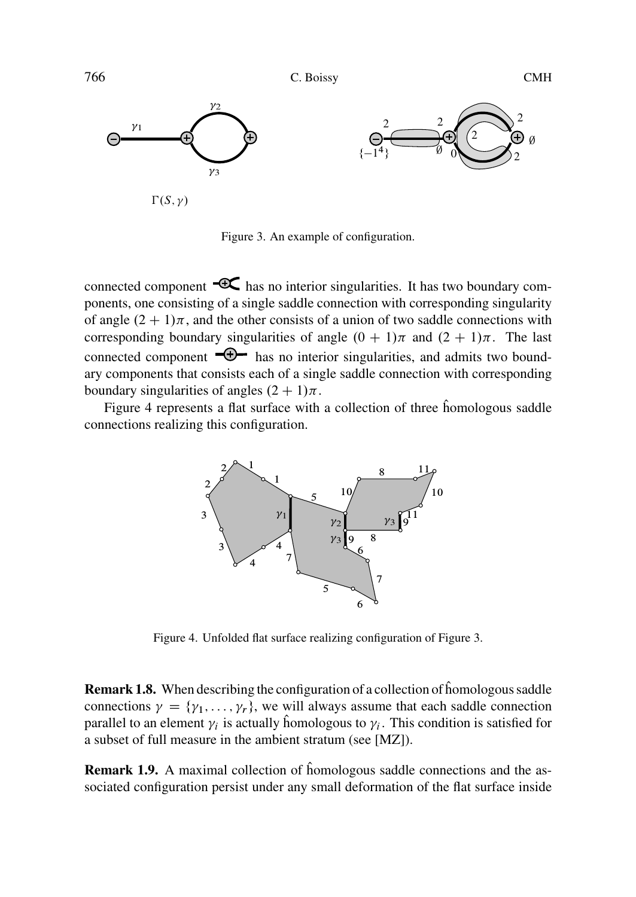Figure 3. An example of configuration.

connected component has no interior singularities. It has two boundary components, one consisting of a single saddle connection with corresponding singularity of angle $(2+1)\pi$, and the other consists of a union of two saddle connections with corresponding boundary singularities of angle $(0+1)\pi$ and $(2+1)\pi$. The last connected component has no interior singularities, and admits two boundary components that consists each of a single saddle connection with corresponding boundary singularities of angles $(2+1)\pi$.

Figure 4 represents a flat surface with a collection of three $\hat{\text{h}}$omologous saddle connections realizing this configuration.

Figure 4. Unfolded flat surface realizing configuration of Figure 3.

**Remark 1.8.** When describing the configuration of a collection of $\hat{\text{h}}$omologous saddle connections $\gamma = \{\gamma_1, \dots, \gamma_r\}$, we will always assume that each saddle connection parallel to an element $\gamma_i$ is actually $\hat{\text{h}}$omologous to $\gamma_i$. This condition is satisfied for a subset of full measure in the ambient stratum (see [MZ]).

**Remark 1.9.** A maximal collection of $\hat{\text{h}}$omologous saddle connections and the associated configuration persist under any small deformation of the flat surface inside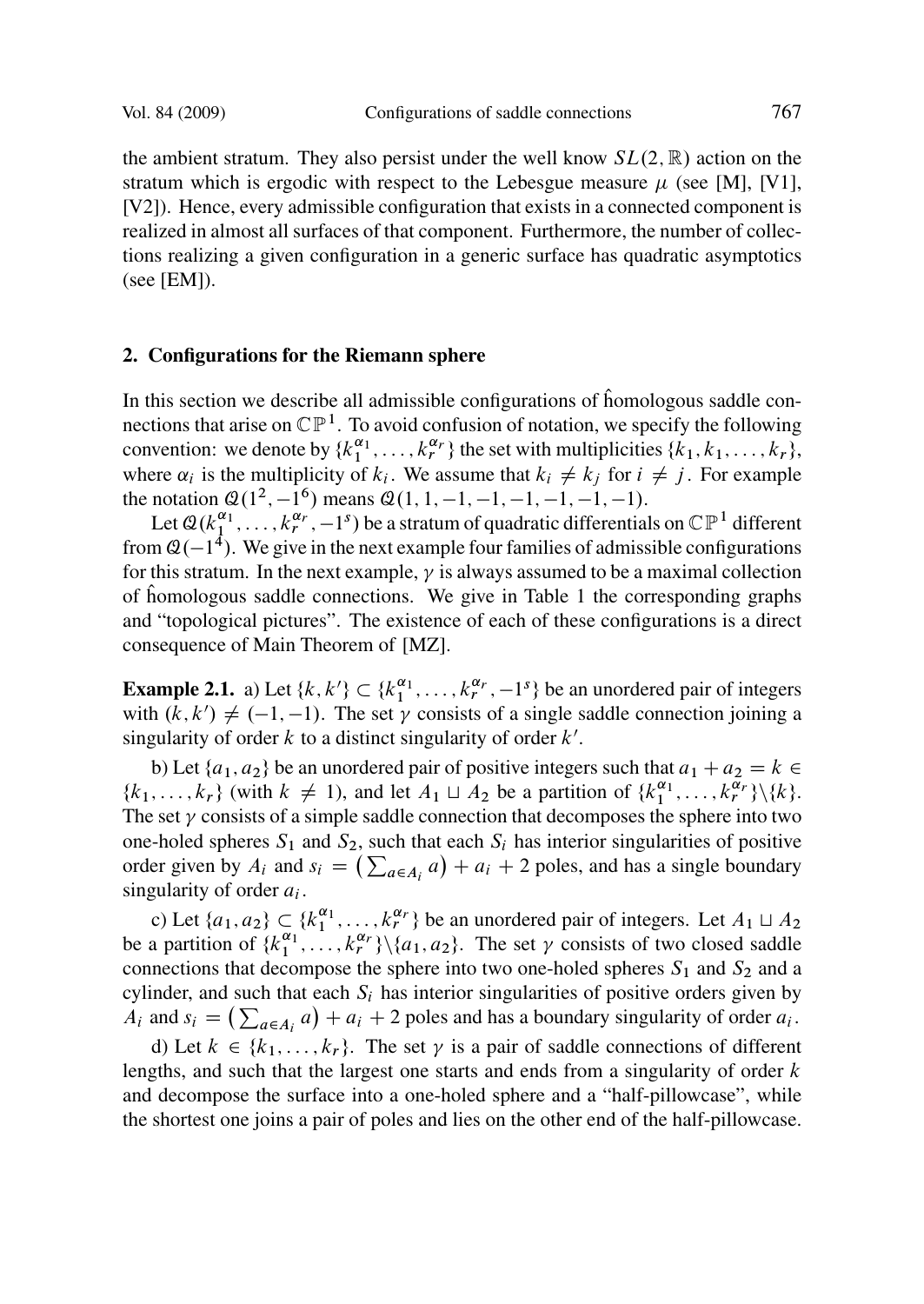the ambient stratum. They also persist under the well know $SL(2,\mathbb{R})$ action on the stratum which is ergodic with respect to the Lebesgue measure $\mu$ (see [M], [V1], [V2]). Hence, every admissible configuration that exists in a connected component is realized in almost all surfaces of that component. Furthermore, the number of collections realizing a given configuration in a generic surface has quadratic asymptotics (see [EM]).

## 2. Configurations for the Riemann sphere

In this section we describe all admissible configurations of $\hat{\text{h}}$omologous saddle connections that arise on $\mathbb{CP}^1$. To avoid confusion of notation, we specify the following convention: we denote by $\{k_1^{\alpha_1},\dots,k_r^{\alpha_r}\}$ the set with multiplicities $\{k_1,k_1,\dots,k_r\}$, where $\alpha_i$ is the multiplicity of $k_i$. We assume that $k_i \neq k_j$ for $i \neq j$. For example the notation $\mathcal{Q}(1^2,-1^6)$ means $\mathcal{Q}(1,1,-1,-1,-1,-1,-1,-1)$.

Let $\mathcal{Q}(k_1^{\alpha_1},\dots,k_r^{\alpha_r},-1^s)$ be a stratum of quadratic differentials on $\mathbb{CP}^1$ different from $\mathcal{Q}(-1^4)$. We give in the next example four families of admissible configurations for this stratum. In the next example, $\gamma$ is always assumed to be a maximal collection of $\hat{\text{h}}$omologous saddle connections. We give in Table 1 the corresponding graphs and "topological pictures". The existence of each of these configurations is a direct consequence of Main Theorem of [MZ].

**Example 2.1.** a) Let $\{k,k'\} \subset \{k_1^{\alpha_1},\dots,k_r^{\alpha_r},-1^s\}$ be an unordered pair of integers with $(k,k') \neq (-1,-1)$. The set $\gamma$ consists of a single saddle connection joining a singularity of order $k$ to a distinct singularity of order $k'$.

b) Let $\{a_1,a_2\}$ be an unordered pair of positive integers such that $a_1+a_2=k \in \{k_1,\dots,k_r\}$ (with $k \neq 1$), and let $A_1 \sqcup A_2$ be a partition of $\{k_1^{\alpha_1},\dots,k_r^{\alpha_r}\}\backslash\{k\}$. The set $\gamma$ consists of a simple saddle connection that decomposes the sphere into two one-holed spheres $S_1$ and $S_2$, such that each $S_i$ has interior singularities of positive order given by $A_i$ and $s_i = \left(\sum_{a\in A_i} a\right) + a_i + 2$ poles, and has a single boundary singularity of order $a_i$.

c) Let $\{a_1,a_2\} \subset \{k_1^{\alpha_1},\dots,k_r^{\alpha_r}\}$ be an unordered pair of integers. Let $A_1 \sqcup A_2$ be a partition of $\{k_1^{\alpha_1},\dots,k_r^{\alpha_r}\}\backslash\{a_1,a_2\}$. The set $\gamma$ consists of two closed saddle connections that decompose the sphere into two one-holed spheres $S_1$ and $S_2$ and a cylinder, and such that each $S_i$ has interior singularities of positive orders given by $A_i$ and $s_i = \left(\sum_{a\in A_i} a\right) + a_i + 2$ poles and has a boundary singularity of order $a_i$.

d) Let $k \in \{k_1,\dots,k_r\}$. The set $\gamma$ is a pair of saddle connections of different lengths, and such that the largest one starts and ends from a singularity of order $k$ and decompose the surface into a one-holed sphere and a "half-pillowcase", while the shortest one joins a pair of poles and lies on the other end of the half-pillowcase.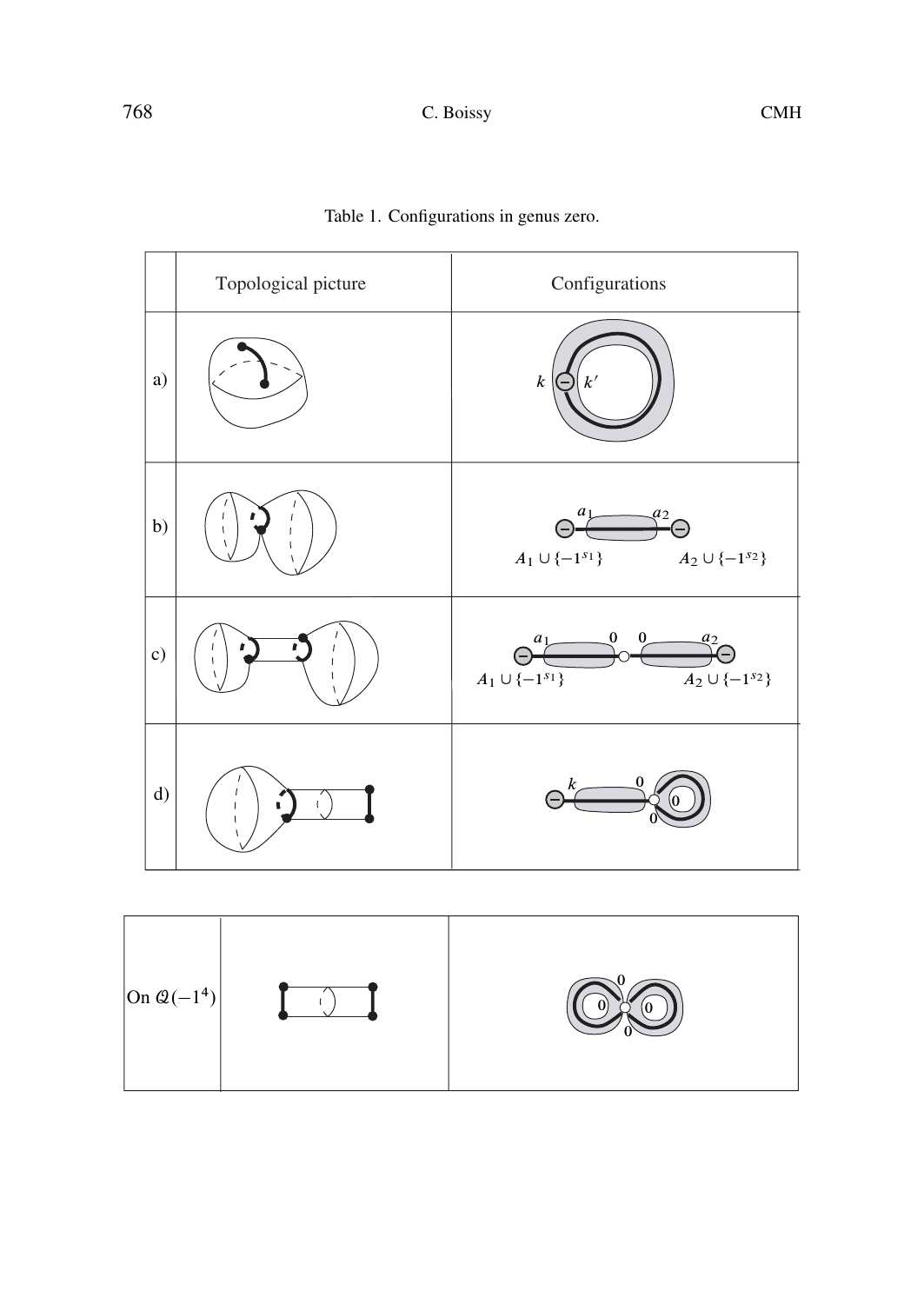Table 1. Configurations in genus zero.

|  | Topological picture | Configurations |
|---|---|---|
| a) |  | $k$ $k'$ |
| b) |  | $a_1$ $a_2$ $A_1 \cup \{-1^{s_1}\}$ $A_2 \cup \{-1^{s_2}\}$ |
| c) |  | $a_1$ 0 0 $a_2$ $A_1 \cup \{-1^{s_1}\}$ $A_2 \cup \{-1^{s_2}\}$ |
| d) |  | $k$ 0 0 0 |

| On $\mathcal{Q}(-1^4)$ |  | 0 0 0 0 |
|---|---|---|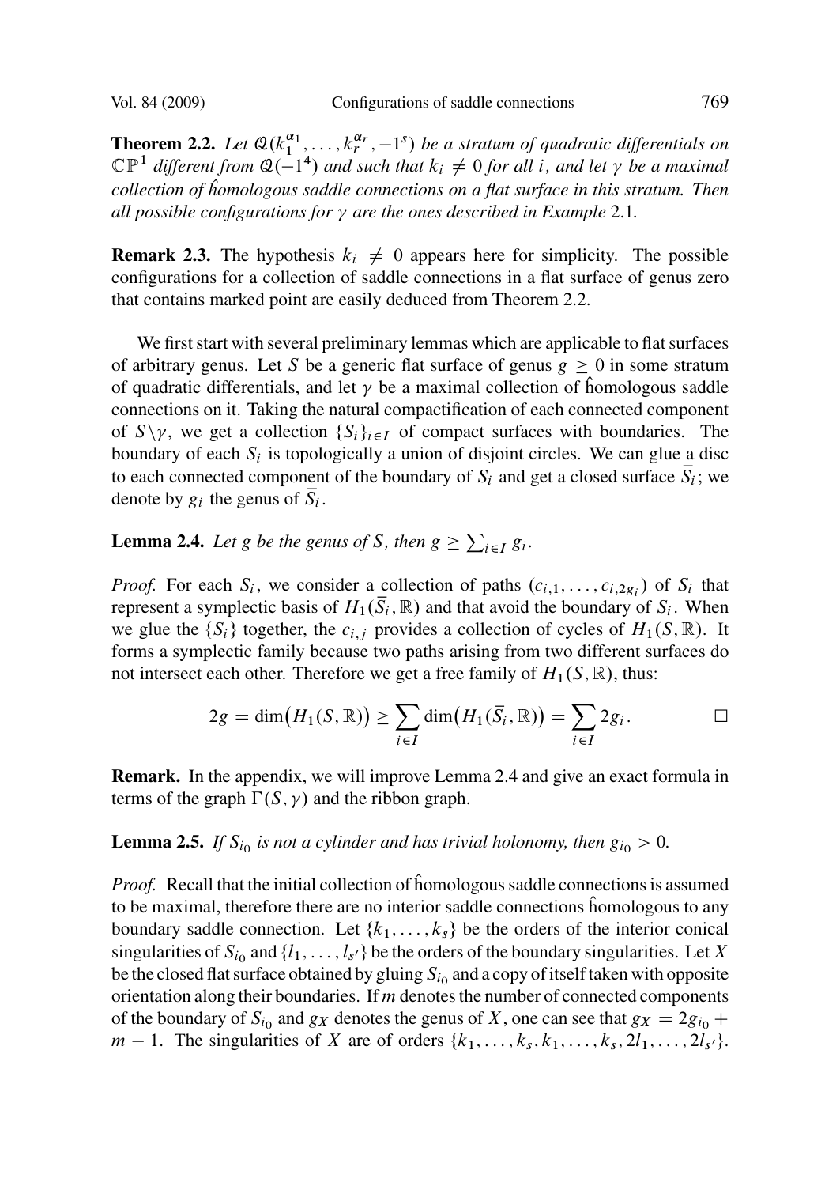**Theorem 2.2.** *Let $\mathcal{Q}(k_1^{\alpha_1}, \dots, k_r^{\alpha_r}, -1^s)$ be a stratum of quadratic differentials on $\mathbb{CP}^1$ different from $\mathcal{Q}(-1^4)$ and such that $k_i \neq 0$ for all $i$, and let $\gamma$ be a maximal collection of $\hat{\text{h}}$omologous saddle connections on a flat surface in this stratum. Then all possible configurations for $\gamma$ are the ones described in Example* 2.1.

**Remark 2.3.** The hypothesis $k_i \neq 0$ appears here for simplicity. The possible configurations for a collection of saddle connections in a flat surface of genus zero that contains marked point are easily deduced from Theorem 2.2.

We first start with several preliminary lemmas which are applicable to flat surfaces of arbitrary genus. Let $S$ be a generic flat surface of genus $g \geq 0$ in some stratum of quadratic differentials, and let $\gamma$ be a maximal collection of $\hat{\text{h}}$omologous saddle connections on it. Taking the natural compactification of each connected component of $S \backslash \gamma$, we get a collection $\{S_i\}_{i \in I}$ of compact surfaces with boundaries. The boundary of each $S_i$ is topologically a union of disjoint circles. We can glue a disc to each connected component of the boundary of $S_i$ and get a closed surface $\overline{S}_i$; we denote by $g_i$ the genus of $\overline{S}_i$.

**Lemma 2.4.** *Let $g$ be the genus of $S$, then $g \geq \sum_{i \in I} g_i$.*

*Proof.* For each $S_i$, we consider a collection of paths $(c_{i,1}, \dots, c_{i,2g_i})$ of $S_i$ that represent a symplectic basis of $H_1(\overline{S}_i, \mathbb{R})$ and that avoid the boundary of $S_i$. When we glue the $\{S_i\}$ together, the $c_{i,j}$ provides a collection of cycles of $H_1(S, \mathbb{R})$. It forms a symplectic family because two paths arising from two different surfaces do not intersect each other. Therefore we get a free family of $H_1(S, \mathbb{R})$, thus:

$$2g = \dim\big(H_1(S, \mathbb{R})\big) \geq \sum_{i \in I} \dim\big(H_1(\overline{S}_i, \mathbb{R})\big) = \sum_{i \in I} 2g_i. \qquad \square$$

**Remark.** In the appendix, we will improve Lemma 2.4 and give an exact formula in terms of the graph $\Gamma(S, \gamma)$ and the ribbon graph.

**Lemma 2.5.** *If $S_{i_0}$ is not a cylinder and has trivial holonomy, then $g_{i_0} > 0$.*

*Proof.* Recall that the initial collection of $\hat{\text{h}}$omologous saddle connections is assumed to be maximal, therefore there are no interior saddle connections $\hat{\text{h}}$omologous to any boundary saddle connection. Let $\{k_1, \dots, k_s\}$ be the orders of the interior conical singularities of $S_{i_0}$ and $\{l_1, \dots, l_{s'}\}$ be the orders of the boundary singularities. Let $X$ be the closed flat surface obtained by gluing $S_{i_0}$ and a copy of itself taken with opposite orientation along their boundaries. If $m$ denotes the number of connected components of the boundary of $S_{i_0}$ and $g_X$ denotes the genus of $X$, one can see that $g_X = 2g_{i_0} + m - 1$. The singularities of $X$ are of orders $\{k_1, \dots, k_s, k_1, \dots, k_s, 2l_1, \dots, 2l_{s'}\}$.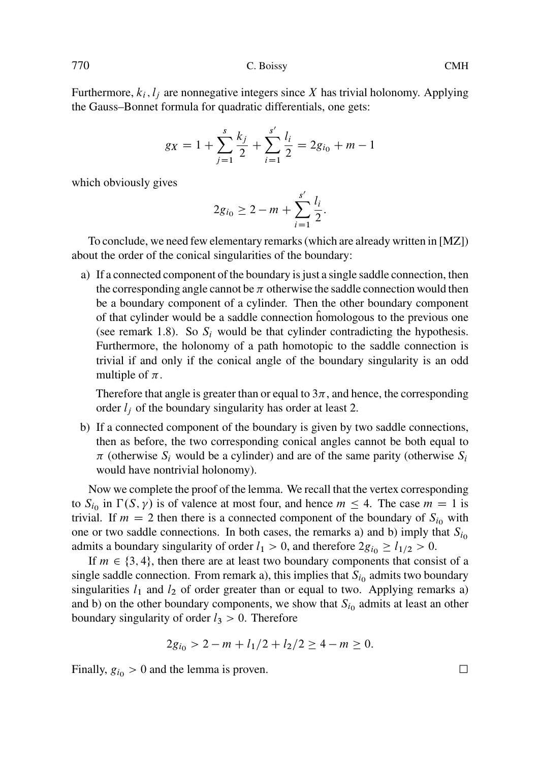Furthermore, $k_i, l_j$ are nonnegative integers since $X$ has trivial holonomy. Applying the Gauss–Bonnet formula for quadratic differentials, one gets:

$$g_X = 1 + \sum_{j=1}^{s} \frac{k_j}{2} + \sum_{i=1}^{s'} \frac{l_i}{2} = 2g_{i_0} + m - 1$$

which obviously gives

$$2g_{i_0} \geq 2 - m + \sum_{i=1}^{s'} \frac{l_i}{2}.$$

To conclude, we need few elementary remarks (which are already written in [MZ]) about the order of the conical singularities of the boundary:

a) If a connected component of the boundary is just a single saddle connection, then the corresponding angle cannot be $\pi$ otherwise the saddle connection would then be a boundary component of a cylinder. Then the other boundary component of that cylinder would be a saddle connection $\hat{\text{h}}$omologous to the previous one (see remark 1.8). So $S_i$ would be that cylinder contradicting the hypothesis. Furthermore, the holonomy of a path homotopic to the saddle connection is trivial if and only if the conical angle of the boundary singularity is an odd multiple of $\pi$.

   Therefore that angle is greater than or equal to $3\pi$, and hence, the corresponding order $l_j$ of the boundary singularity has order at least 2.

b) If a connected component of the boundary is given by two saddle connections, then as before, the two corresponding conical angles cannot be both equal to $\pi$ (otherwise $S_i$ would be a cylinder) and are of the same parity (otherwise $S_i$ would have nontrivial holonomy).

Now we complete the proof of the lemma. We recall that the vertex corresponding to $S_{i_0}$ in $\Gamma(S, \gamma)$ is of valence at most four, and hence $m \leq 4$. The case $m = 1$ is trivial. If $m = 2$ then there is a connected component of the boundary of $S_{i_0}$ with one or two saddle connections. In both cases, the remarks a) and b) imply that $S_{i_0}$ admits a boundary singularity of order $l_1 > 0$, and therefore $2g_{i_0} \geq l_{1/2} > 0$.

If $m \in \{3, 4\}$, then there are at least two boundary components that consist of a single saddle connection. From remark a), this implies that $S_{i_0}$ admits two boundary singularities $l_1$ and $l_2$ of order greater than or equal to two. Applying remarks a) and b) on the other boundary components, we show that $S_{i_0}$ admits at least an other boundary singularity of order $l_3 > 0$. Therefore

$$2g_{i_0} > 2 - m + l_1/2 + l_2/2 \geq 4 - m \geq 0.$$

Finally, $g_{i_0} > 0$ and the lemma is proven. $\square$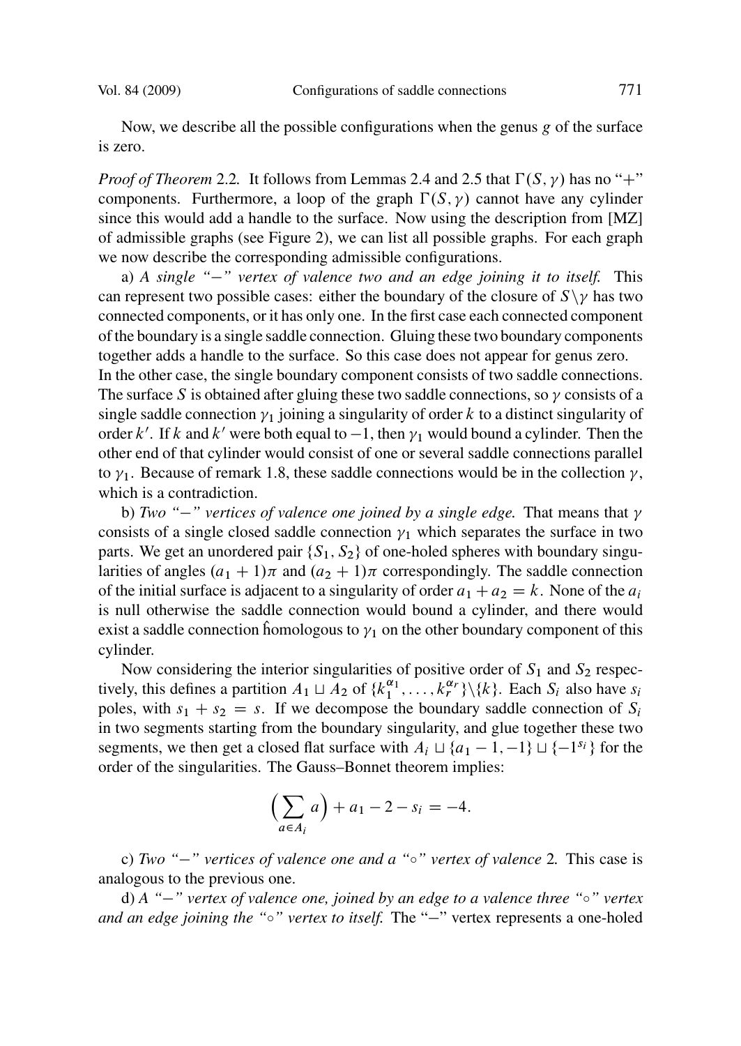Now, we describe all the possible configurations when the genus $g$ of the surface is zero.

*Proof of Theorem* 2.2. It follows from Lemmas 2.4 and 2.5 that $\Gamma(S,\gamma)$ has no "+" components. Furthermore, a loop of the graph $\Gamma(S,\gamma)$ cannot have any cylinder since this would add a handle to the surface. Now using the description from [MZ] of admissible graphs (see Figure 2), we can list all possible graphs. For each graph we now describe the corresponding admissible configurations.

a) *A single "−" vertex of valence two and an edge joining it to itself.* This can represent two possible cases: either the boundary of the closure of $S\backslash\gamma$ has two connected components, or it has only one. In the first case each connected component of the boundary is a single saddle connection. Gluing these two boundary components together adds a handle to the surface. So this case does not appear for genus zero.
In the other case, the single boundary component consists of two saddle connections. The surface $S$ is obtained after gluing these two saddle connections, so $\gamma$ consists of a single saddle connection $\gamma_1$ joining a singularity of order $k$ to a distinct singularity of order $k'$. If $k$ and $k'$ were both equal to $-1$, then $\gamma_1$ would bound a cylinder. Then the other end of that cylinder would consist of one or several saddle connections parallel to $\gamma_1$. Because of remark 1.8, these saddle connections would be in the collection $\gamma$, which is a contradiction.

b) *Two "−" vertices of valence one joined by a single edge.* That means that $\gamma$ consists of a single closed saddle connection $\gamma_1$ which separates the surface in two parts. We get an unordered pair $\{S_1, S_2\}$ of one-holed spheres with boundary singularities of angles $(a_1+1)\pi$ and $(a_2+1)\pi$ correspondingly. The saddle connection of the initial surface is adjacent to a singularity of order $a_1+a_2=k$. None of the $a_i$ is null otherwise the saddle connection would bound a cylinder, and there would exist a saddle connection $\hat{\text{h}}$omologous to $\gamma_1$ on the other boundary component of this cylinder.

Now considering the interior singularities of positive order of $S_1$ and $S_2$ respectively, this defines a partition $A_1 \sqcup A_2$ of $\{k_1^{\alpha_1},\dots,k_r^{\alpha_r}\}\backslash\{k\}$. Each $S_i$ also have $s_i$ poles, with $s_1+s_2=s$. If we decompose the boundary saddle connection of $S_i$ in two segments starting from the boundary singularity, and glue together these two segments, we then get a closed flat surface with $A_i \sqcup \{a_1-1,-1\}\sqcup\{-1^{s_i}\}$ for the order of the singularities. The Gauss–Bonnet theorem implies:

$$\Big(\sum_{a\in A_i} a\Big) + a_1 - 2 - s_i = -4.$$

c) *Two "−" vertices of valence one and a "∘" vertex of valence* 2*.* This case is analogous to the previous one.

d) *A "−" vertex of valence one, joined by an edge to a valence three "∘" vertex and an edge joining the "∘" vertex to itself.* The "−" vertex represents a one-holed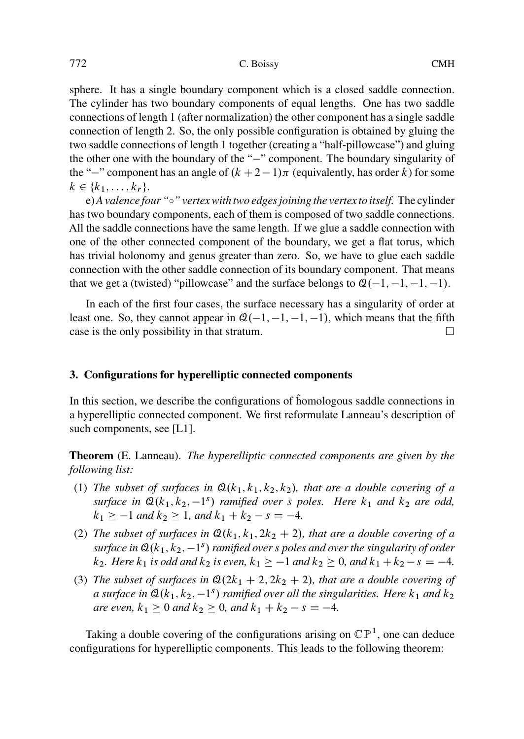sphere. It has a single boundary component which is a closed saddle connection. The cylinder has two boundary components of equal lengths. One has two saddle connections of length 1 (after normalization) the other component has a single saddle connection of length 2. So, the only possible configuration is obtained by gluing the two saddle connections of length 1 together (creating a "half-pillowcase") and gluing the other one with the boundary of the "−" component. The boundary singularity of the "−" component has an angle of $(k+2-1)\pi$ (equivalently, has order $k$) for some $k \in \{k_1, \dots, k_r\}$.

e) *A valence four "∘" vertex with two edges joining the vertex to itself.* The cylinder has two boundary components, each of them is composed of two saddle connections. All the saddle connections have the same length. If we glue a saddle connection with one of the other connected component of the boundary, we get a flat torus, which has trivial holonomy and genus greater than zero. So, we have to glue each saddle connection with the other saddle connection of its boundary component. That means that we get a (twisted) "pillowcase" and the surface belongs to $\mathcal{Q}(-1,-1,-1,-1)$.

In each of the first four cases, the surface necessary has a singularity of order at least one. So, they cannot appear in $\mathcal{Q}(-1,-1,-1,-1)$, which means that the fifth case is the only possibility in that stratum. □

## 3. Configurations for hyperelliptic connected components

In this section, we describe the configurations of $\hat{\text{h}}$omologous saddle connections in a hyperelliptic connected component. We first reformulate Lanneau's description of such components, see [L1].

**Theorem** (E. Lanneau). *The hyperelliptic connected components are given by the following list:*

(1) *The subset of surfaces in $\mathcal{Q}(k_1,k_1,k_2,k_2)$, that are a double covering of a surface in $\mathcal{Q}(k_1,k_2,-1^s)$ ramified over $s$ poles. Here $k_1$ and $k_2$ are odd, $k_1 \geq -1$ and $k_2 \geq 1$, and $k_1+k_2-s=-4$.*

(2) *The subset of surfaces in $\mathcal{Q}(k_1,k_1,2k_2+2)$, that are a double covering of a surface in $\mathcal{Q}(k_1,k_2,-1^s)$ ramified over $s$ poles and over the singularity of order $k_2$. Here $k_1$ is odd and $k_2$ is even, $k_1 \geq -1$ and $k_2 \geq 0$, and $k_1+k_2-s=-4$.*

(3) *The subset of surfaces in $\mathcal{Q}(2k_1+2,2k_2+2)$, that are a double covering of a surface in $\mathcal{Q}(k_1,k_2,-1^s)$ ramified over all the singularities. Here $k_1$ and $k_2$ are even, $k_1 \geq 0$ and $k_2 \geq 0$, and $k_1+k_2-s=-4$.*

Taking a double covering of the configurations arising on $\mathbb{CP}^1$, one can deduce configurations for hyperelliptic components. This leads to the following theorem: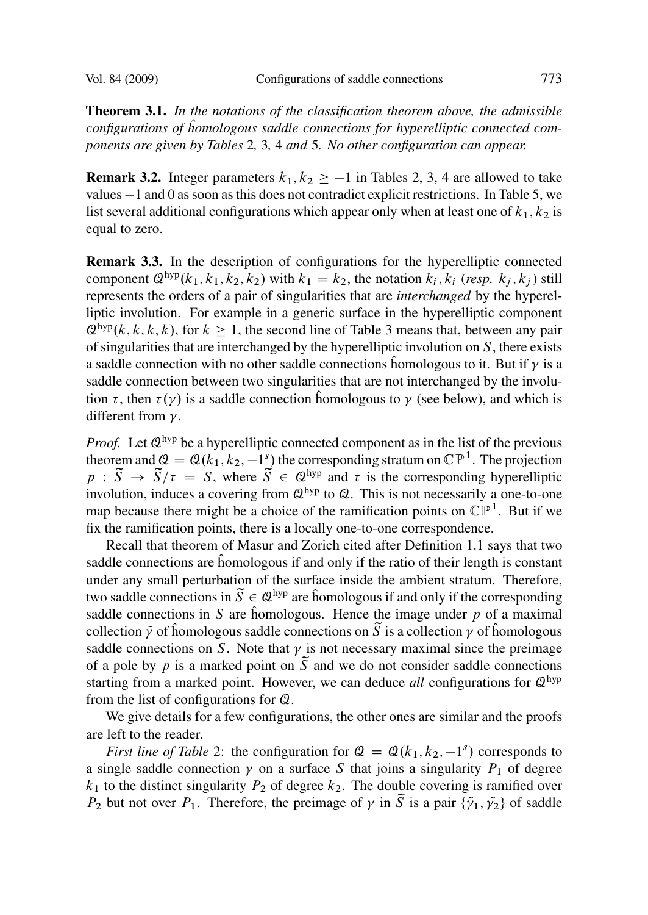**Theorem 3.1.** *In the notations of the classification theorem above, the admissible configurations of ĥomologous saddle connections for hyperelliptic connected components are given by Tables* 2*,* 3*,* 4 *and* 5*. No other configuration can appear.*

**Remark 3.2.** Integer parameters $k_1, k_2 \geq -1$ in Tables 2, 3, 4 are allowed to take values $-1$ and $0$ as soon as this does not contradict explicit restrictions. In Table 5, we list several additional configurations which appear only when at least one of $k_1, k_2$ is equal to zero.

**Remark 3.3.** In the description of configurations for the hyperelliptic connected component $\mathcal{Q}^{\text{hyp}}(k_1, k_1, k_2, k_2)$ with $k_1 = k_2$, the notation $k_i, k_i$ (*resp.* $k_j, k_j$) still represents the orders of a pair of singularities that are *interchanged* by the hyperelliptic involution. For example in a generic surface in the hyperelliptic component $\mathcal{Q}^{\text{hyp}}(k, k, k, k)$, for $k \geq 1$, the second line of Table 3 means that, between any pair of singularities that are interchanged by the hyperelliptic involution on $S$, there exists a saddle connection with no other saddle connections ĥomologous to it. But if $\gamma$ is a saddle connection between two singularities that are not interchanged by the involution $\tau$, then $\tau(\gamma)$ is a saddle connection ĥomologous to $\gamma$ (see below), and which is different from $\gamma$.

*Proof.* Let $\mathcal{Q}^{\text{hyp}}$ be a hyperelliptic connected component as in the list of the previous theorem and $\mathcal{Q} = \mathcal{Q}(k_1, k_2, -1^s)$ the corresponding stratum on $\mathbb{CP}^1$. The projection $p : \widetilde{S} \to \widetilde{S}/\tau = S$, where $\widetilde{S} \in \mathcal{Q}^{\text{hyp}}$ and $\tau$ is the corresponding hyperelliptic involution, induces a covering from $\mathcal{Q}^{\text{hyp}}$ to $\mathcal{Q}$. This is not necessarily a one-to-one map because there might be a choice of the ramification points on $\mathbb{CP}^1$. But if we fix the ramification points, there is a locally one-to-one correspondence.

Recall that theorem of Masur and Zorich cited after Definition 1.1 says that two saddle connections are ĥomologous if and only if the ratio of their length is constant under any small perturbation of the surface inside the ambient stratum. Therefore, two saddle connections in $\widetilde{S} \in \mathcal{Q}^{\text{hyp}}$ are ĥomologous if and only if the corresponding saddle connections in $S$ are ĥomologous. Hence the image under $p$ of a maximal collection $\tilde{\gamma}$ of ĥomologous saddle connections on $\widetilde{S}$ is a collection $\gamma$ of ĥomologous saddle connections on $S$. Note that $\gamma$ is not necessary maximal since the preimage of a pole by $p$ is a marked point on $\widetilde{S}$ and we do not consider saddle connections starting from a marked point. However, we can deduce *all* configurations for $\mathcal{Q}^{\text{hyp}}$ from the list of configurations for $\mathcal{Q}$.

We give details for a few configurations, the other ones are similar and the proofs are left to the reader.

*First line of Table* 2: the configuration for $\mathcal{Q} = \mathcal{Q}(k_1, k_2, -1^s)$ corresponds to a single saddle connection $\gamma$ on a surface $S$ that joins a singularity $P_1$ of degree $k_1$ to the distinct singularity $P_2$ of degree $k_2$. The double covering is ramified over $P_2$ but not over $P_1$. Therefore, the preimage of $\gamma$ in $\widetilde{S}$ is a pair $\{\tilde{\gamma_1}, \tilde{\gamma_2}\}$ of saddle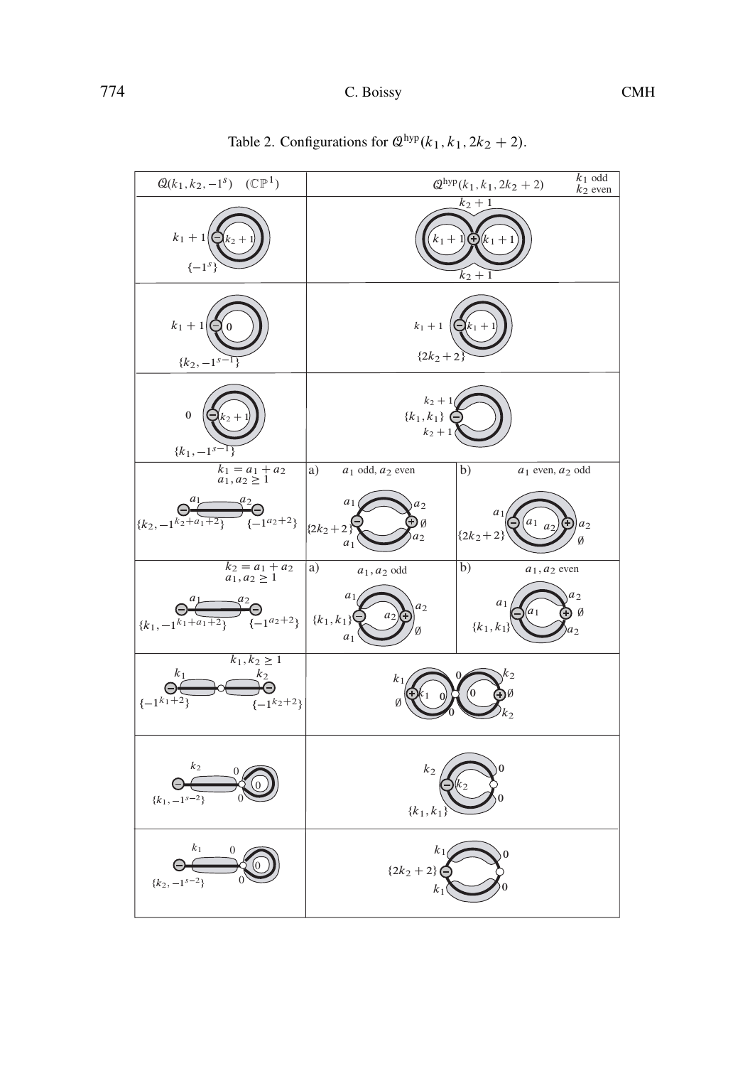Table 2. Configurations for $\mathcal{Q}^{hyp}(k_1, k_1, 2k_2+2)$.

| $\mathcal{Q}(k_1, k_2, -1^s)$ $(\mathbb{CP}^1)$ | $\mathcal{Q}^{hyp}(k_1, k_1, 2k_2+2)$ $k_1$ odd, $k_2$ even | |
|---|---|---|
| $k_1+1$, $k_2+1$, $\{-1^s\}$ | $k_2+1$, $k_1+1$, $k_1+1$, $k_2+1$ | |
| $k_1+1$, $0$, $\{k_2, -1^{s-1}\}$ | $k_1+1$, $k_1+1$, $\{2k_2+2\}$ | |
| $0$, $k_2+1$, $\{k_1, -1^{s-1}\}$ | $k_2+1$, $\{k_1, k_1\}$, $k_2+1$ | |
| $k_1 = a_1 + a_2$, $a_1, a_2 \geq 1$; $a_1$, $a_2$, $\{k_2, -1^{k_2+a_1+2}\}$, $\{-1^{a_2+2}\}$ | a) $a_1$ odd, $a_2$ even: $a_1$, $a_2$, $\{2k_2+2\}$, $\emptyset$, $a_1$, $a_2$ | b) $a_1$ even, $a_2$ odd: $a_1$, $a_1$, $a_2$, $a_2$, $\{2k_2+2\}$, $\emptyset$ |
| $k_2 = a_1 + a_2$, $a_1, a_2 \geq 1$; $a_1$, $a_2$, $\{k_1, -1^{k_1+a_1+2}\}$, $\{-1^{a_2+2}\}$ | a) $a_1, a_2$ odd: $a_1$, $a_2$, $\{k_1, k_1\}$, $a_2$, $\emptyset$, $a_1$ | b) $a_1, a_2$ even: $a_2$, $a_1$, $a_1$, $\emptyset$, $\{k_1, k_1\}$, $a_2$ |
| $k_1, k_2 \geq 1$; $k_1$, $k_2$, $\{-1^{k_1+2}\}$, $\{-1^{k_2+2}\}$ | $k_1$, $0$, $k_2$, $k_1$, $0$, $0$, $\emptyset$, $\emptyset$, $0$, $k_2$ | |
| $k_2$, $0$, $0$, $0$, $\{k_1, -1^{s-2}\}$ | $k_2$, $0$, $k_2$, $0$, $\{k_1, k_1\}$ | |
| $k_1$, $0$, $0$, $0$, $\{k_2, -1^{s-2}\}$ | $k_1$, $0$, $\{2k_2+2\}$, $k_1$, $0$ | |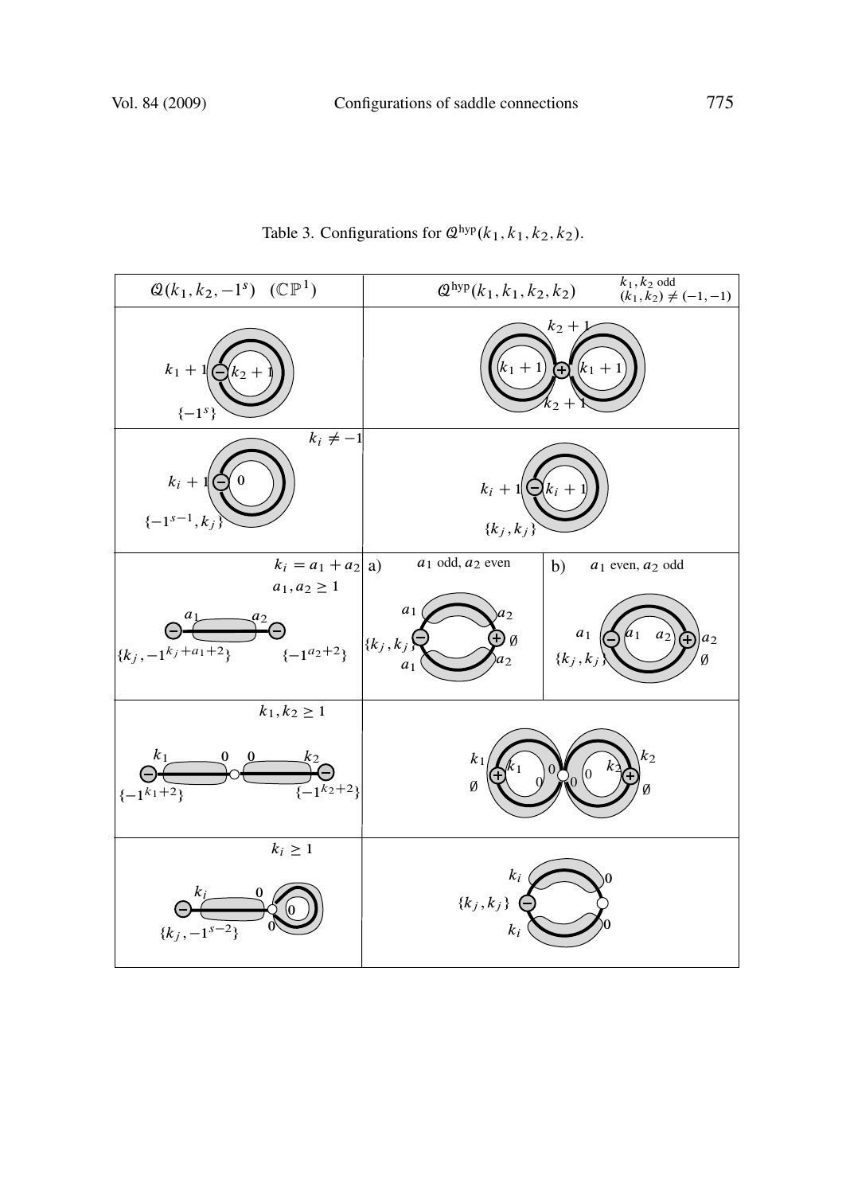Table 3. Configurations for $\mathcal{Q}^{\text{hyp}}(k_1, k_1, k_2, k_2)$.

| $\mathcal{Q}(k_1, k_2, -1^s)$ $(\mathbb{CP}^1)$ | $\mathcal{Q}^{\text{hyp}}(k_1, k_1, k_2, k_2)$ — $k_1, k_2$ odd, $(k_1, k_2) \neq (-1, -1)$ | |
|---|---|---|
| $k_1+1$, $k_2+1$, $\{-1^s\}$ | $k_2+1$, $k_1+1$, $k_1+1$, $k_2+1$ | |
| $k_i \neq -1$; $k_i+1$, $0$, $\{-1^{s-1}, k_j\}$ | $k_i+1$, $k_i+1$, $\{k_j, k_j\}$ | |
| $k_i = a_1 + a_2$, $a_1, a_2 \geq 1$; $a_1$, $a_2$, $\{k_j, -1^{k_j+a_1+2}\}$, $\{-1^{a_2+2}\}$ | a) $a_1$ odd, $a_2$ even; $a_1$, $a_2$, $\{k_j, k_j\}$, $\emptyset$, $a_1$, $a_2$ | b) $a_1$ even, $a_2$ odd; $a_1$, $a_1$, $a_2$, $a_2$, $\{k_j, k_j\}$, $\emptyset$ |
| $k_1, k_2 \geq 1$; $k_1$, $0$, $0$, $k_2$, $\{-1^{k_1+2}\}$, $\{-1^{k_2+2}\}$ | $k_1$, $k_1$, $\emptyset$, $0$, $0$, $0$, $0$, $k_2$, $k_2$, $\emptyset$ | |
| $k_i \geq 1$; $k_i$, $0$, $0$, $0$, $\{k_j, -1^{s-2}\}$ | $k_i$, $0$, $\{k_j, k_j\}$, $k_i$, $0$ | |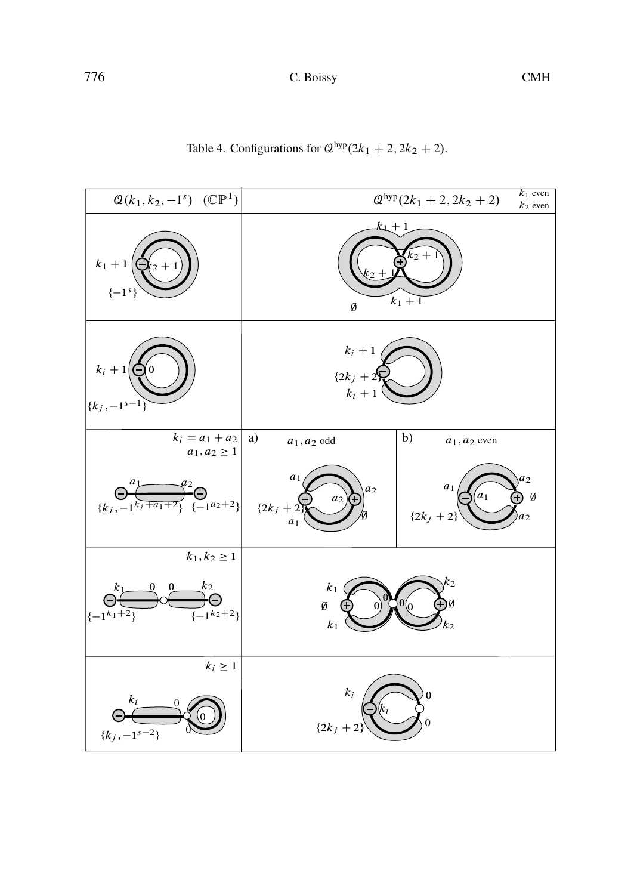Table 4. Configurations for $\mathcal{Q}^{\text{hyp}}(2k_1 + 2, 2k_2 + 2)$.

| $\mathcal{Q}(k_1, k_2, -1^s)$ $(\mathbb{CP}^1)$ | $\mathcal{Q}^{\text{hyp}}(2k_1 + 2, 2k_2 + 2)$ ($k_1$ even, $k_2$ even) | |
|---|---|---|
| $k_1 + 1$, $k_2 + 1$, $\{-1^s\}$ | $k_1 + 1$, $k_2 + 1$, $k_2 + 1$, $k_1 + 1$, $\emptyset$ | |
| $k_i + 1$, $0$, $\{k_j, -1^{s-1}\}$ | $k_i + 1$, $\{2k_j + 2\}$, $k_i + 1$ | |
| $k_i = a_1 + a_2$, $a_1, a_2 \geq 1$; $a_1$, $a_2$, $\{k_j, -1^{k_j + a_1 + 2}\}$, $\{-1^{a_2+2}\}$ | a) $a_1, a_2$ odd: $a_1$, $a_2$, $a_2$, $\{2k_j + 2\}$, $a_1$, $\emptyset$ | b) $a_1, a_2$ even: $a_1$, $a_1$, $a_2$, $\emptyset$, $\{2k_j + 2\}$, $a_2$ |
| $k_1, k_2 \geq 1$; $k_1$, $0$, $0$, $k_2$, $\{-1^{k_1+2}\}$, $\{-1^{k_2+2}\}$ | $k_1$, $\emptyset$, $0$, $0$, $0$, $0$, $k_1$, $k_2$, $\emptyset$, $k_2$ | |
| $k_i \geq 1$; $k_i$, $0$, $0$, $0$, $\{k_j, -1^{s-2}\}$ | $k_i$, $k_i$, $0$, $0$, $\{2k_j + 2\}$ | |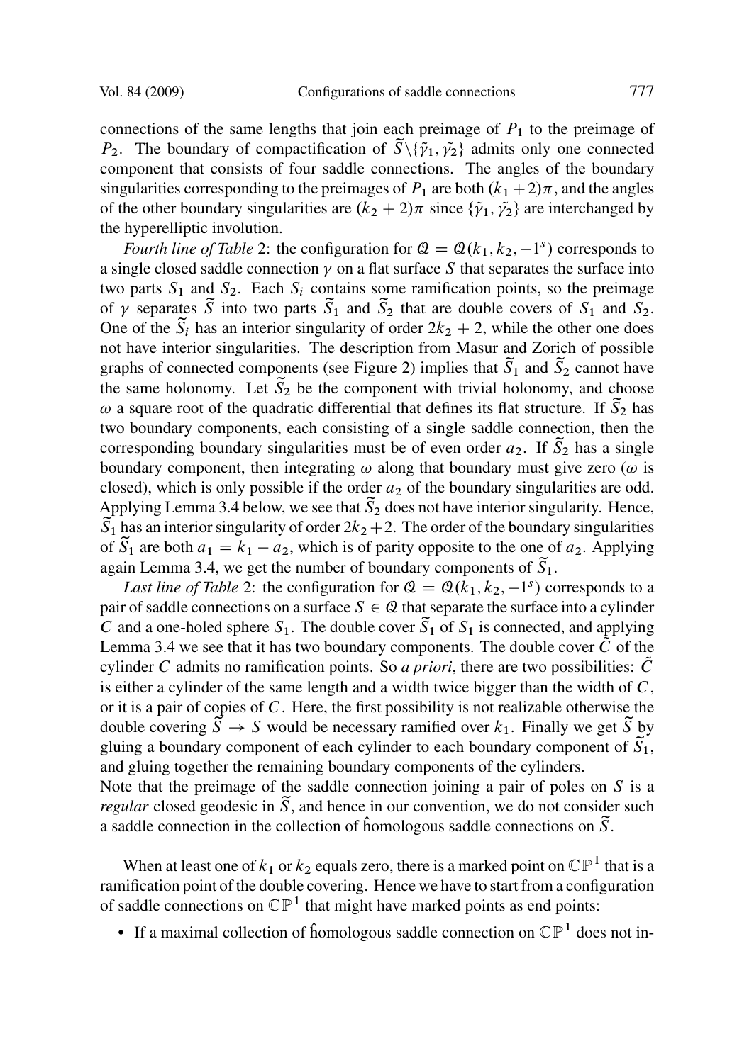connections of the same lengths that join each preimage of $P_1$ to the preimage of $P_2$. The boundary of compactification of $\widetilde{S}\backslash\{\tilde{\gamma}_1, \tilde{\gamma}_2\}$ admits only one connected component that consists of four saddle connections. The angles of the boundary singularities corresponding to the preimages of $P_1$ are both $(k_1+2)\pi$, and the angles of the other boundary singularities are $(k_2+2)\pi$ since $\{\tilde{\gamma}_1, \tilde{\gamma}_2\}$ are interchanged by the hyperelliptic involution.

*Fourth line of Table* 2: the configuration for $\mathcal{Q} = \mathcal{Q}(k_1, k_2, -1^s)$ corresponds to a single closed saddle connection $\gamma$ on a flat surface $S$ that separates the surface into two parts $S_1$ and $S_2$. Each $S_i$ contains some ramification points, so the preimage of $\gamma$ separates $\widetilde{S}$ into two parts $\widetilde{S}_1$ and $\widetilde{S}_2$ that are double covers of $S_1$ and $S_2$. One of the $\widetilde{S}_i$ has an interior singularity of order $2k_2+2$, while the other one does not have interior singularities. The description from Masur and Zorich of possible graphs of connected components (see Figure 2) implies that $\widetilde{S}_1$ and $\widetilde{S}_2$ cannot have the same holonomy. Let $\widetilde{S}_2$ be the component with trivial holonomy, and choose $\omega$ a square root of the quadratic differential that defines its flat structure. If $\widetilde{S}_2$ has two boundary components, each consisting of a single saddle connection, then the corresponding boundary singularities must be of even order $a_2$. If $\widetilde{S}_2$ has a single boundary component, then integrating $\omega$ along that boundary must give zero ($\omega$ is closed), which is only possible if the order $a_2$ of the boundary singularities are odd. Applying Lemma 3.4 below, we see that $\widetilde{S}_2$ does not have interior singularity. Hence, $\widetilde{S}_1$ has an interior singularity of order $2k_2+2$. The order of the boundary singularities of $\widetilde{S}_1$ are both $a_1 = k_1 - a_2$, which is of parity opposite to the one of $a_2$. Applying again Lemma 3.4, we get the number of boundary components of $\widetilde{S}_1$.

*Last line of Table* 2: the configuration for $\mathcal{Q} = \mathcal{Q}(k_1, k_2, -1^s)$ corresponds to a pair of saddle connections on a surface $S \in \mathcal{Q}$ that separate the surface into a cylinder $C$ and a one-holed sphere $S_1$. The double cover $\widetilde{S}_1$ of $S_1$ is connected, and applying Lemma 3.4 we see that it has two boundary components. The double cover $\tilde{C}$ of the cylinder $C$ admits no ramification points. So *a priori*, there are two possibilities: $\tilde{C}$ is either a cylinder of the same length and a width twice bigger than the width of $C$, or it is a pair of copies of $C$. Here, the first possibility is not realizable otherwise the double covering $\widetilde{S} \to S$ would be necessary ramified over $k_1$. Finally we get $\widetilde{S}$ by gluing a boundary component of each cylinder to each boundary component of $\widetilde{S}_1$, and gluing together the remaining boundary components of the cylinders.
Note that the preimage of the saddle connection joining a pair of poles on $S$ is a *regular* closed geodesic in $\widetilde{S}$, and hence in our convention, we do not consider such a saddle connection in the collection of $\hat{\text{h}}$omologous saddle connections on $\widetilde{S}$.

When at least one of $k_1$ or $k_2$ equals zero, there is a marked point on $\mathbb{CP}^1$ that is a ramification point of the double covering. Hence we have to start from a configuration of saddle connections on $\mathbb{CP}^1$ that might have marked points as end points:

- If a maximal collection of $\hat{\text{h}}$omologous saddle connection on $\mathbb{CP}^1$ does not in-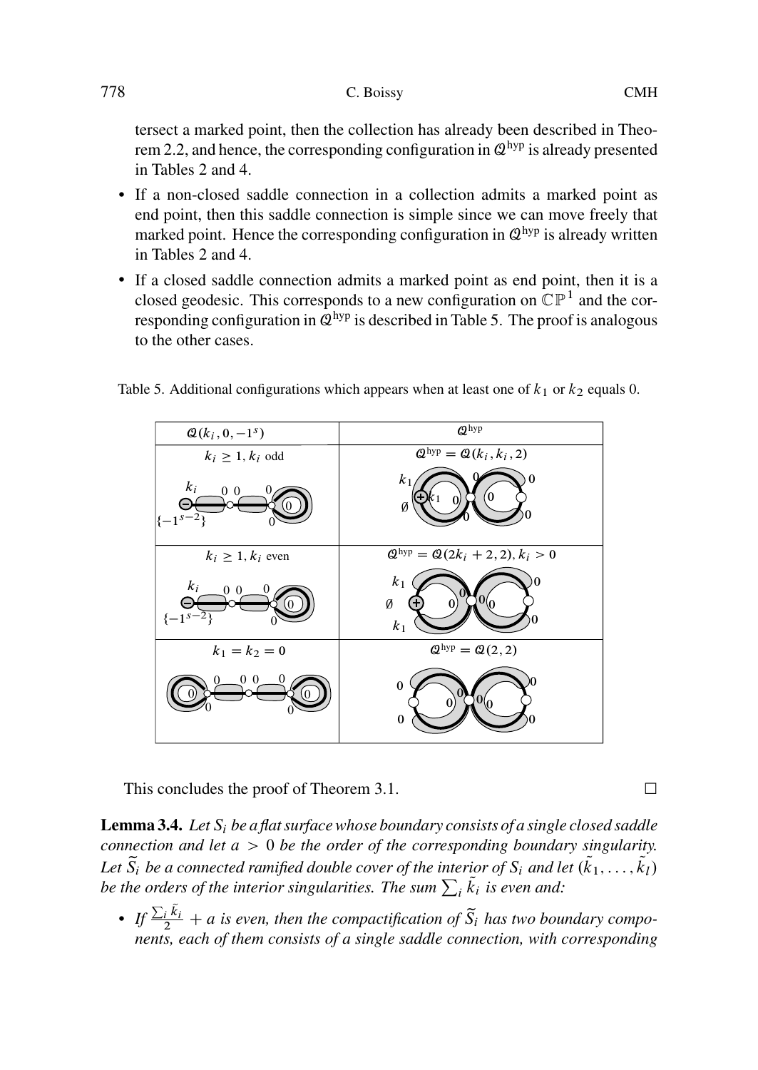tersect a marked point, then the collection has already been described in Theorem 2.2, and hence, the corresponding configuration in $\mathcal{Q}^{\mathrm{hyp}}$ is already presented in Tables 2 and 4.

- If a non-closed saddle connection in a collection admits a marked point as end point, then this saddle connection is simple since we can move freely that marked point. Hence the corresponding configuration in $\mathcal{Q}^{\mathrm{hyp}}$ is already written in Tables 2 and 4.
- If a closed saddle connection admits a marked point as end point, then it is a closed geodesic. This corresponds to a new configuration on $\mathbb{CP}^1$ and the corresponding configuration in $\mathcal{Q}^{\mathrm{hyp}}$ is described in Table 5. The proof is analogous to the other cases.

Table 5. Additional configurations which appears when at least one of $k_1$ or $k_2$ equals 0.

| $\mathcal{Q}(k_i, 0, -1^s)$ | $\mathcal{Q}^{\mathrm{hyp}}$ |
|---|---|
| $k_i \geq 1$, $k_i$ odd | $\mathcal{Q}^{\mathrm{hyp}} = \mathcal{Q}(k_i, k_i, 2)$ |
| $k_i \geq 1$, $k_i$ even | $\mathcal{Q}^{\mathrm{hyp}} = \mathcal{Q}(2k_i + 2, 2)$, $k_i > 0$ |
| $k_1 = k_2 = 0$ | $\mathcal{Q}^{\mathrm{hyp}} = \mathcal{Q}(2, 2)$ |

This concludes the proof of Theorem 3.1. □

**Lemma 3.4.** *Let $S_i$ be a flat surface whose boundary consists of a single closed saddle connection and let $a > 0$ be the order of the corresponding boundary singularity. Let $\widetilde{S}_i$ be a connected ramified double cover of the interior of $S_i$ and let $(\tilde{k}_1, \dots, \tilde{k}_l)$ be the orders of the interior singularities. The sum $\sum_i \tilde{k}_i$ is even and:*

- *If $\frac{\sum_i \tilde{k}_i}{2} + a$ is even, then the compactification of $\widetilde{S}_i$ has two boundary components, each of them consists of a single saddle connection, with corresponding*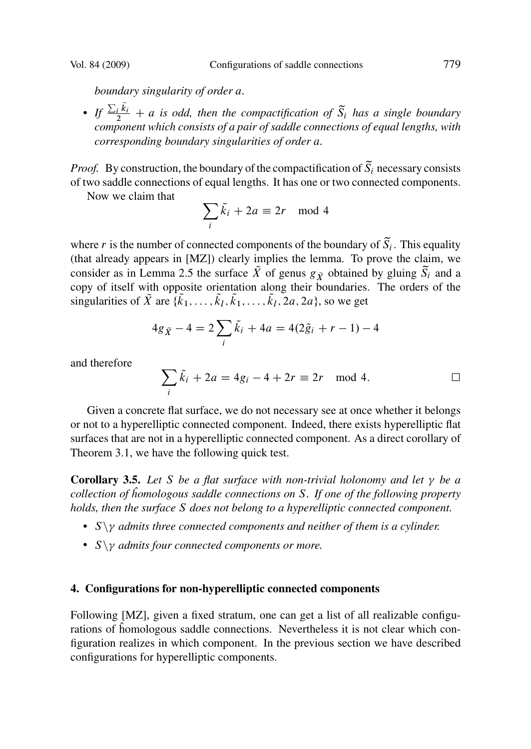*boundary singularity of order $a$.*

- *If $\frac{\sum_i \tilde{k}_i}{2} + a$ is odd, then the compactification of $\widetilde{S}_i$ has a single boundary component which consists of a pair of saddle connections of equal lengths, with corresponding boundary singularities of order $a$.*

*Proof.* By construction, the boundary of the compactification of $\widetilde{S}_i$ necessary consists of two saddle connections of equal lengths. It has one or two connected components.

Now we claim that

$$\sum_i \tilde{k}_i + 2a \equiv 2r \mod 4$$

where $r$ is the number of connected components of the boundary of $\widetilde{S}_i$. This equality (that already appears in [MZ]) clearly implies the lemma. To prove the claim, we consider as in Lemma 2.5 the surface $\tilde{X}$ of genus $g_{\tilde{X}}$ obtained by gluing $\widetilde{S}_i$ and a copy of itself with opposite orientation along their boundaries. The orders of the singularities of $\tilde{X}$ are $\{\tilde{k}_1, \dots, \tilde{k}_l, \tilde{k}_1, \dots, \tilde{k}_l, 2a, 2a\}$, so we get

$$4g_{\tilde{X}} - 4 = 2\sum_i \tilde{k}_i + 4a = 4(2\tilde{g}_i + r - 1) - 4$$

and therefore

$$\sum_i \tilde{k}_i + 2a = 4g_i - 4 + 2r \equiv 2r \mod 4. \qquad \square$$

Given a concrete flat surface, we do not necessary see at once whether it belongs or not to a hyperelliptic connected component. Indeed, there exists hyperelliptic flat surfaces that are not in a hyperelliptic connected component. As a direct corollary of Theorem 3.1, we have the following quick test.

**Corollary 3.5.** *Let $S$ be a flat surface with non-trivial holonomy and let $\gamma$ be a collection of $\hat{\text{h}}$omologous saddle connections on $S$. If one of the following property holds, then the surface $S$ does not belong to a hyperelliptic connected component.*

- *$S \setminus \gamma$ admits three connected components and neither of them is a cylinder.*
- *$S \setminus \gamma$ admits four connected components or more.*

## 4. Configurations for non-hyperelliptic connected components

Following [MZ], given a fixed stratum, one can get a list of all realizable configurations of $\hat{\text{h}}$omologous saddle connections. Nevertheless it is not clear which configuration realizes in which component. In the previous section we have described configurations for hyperelliptic components.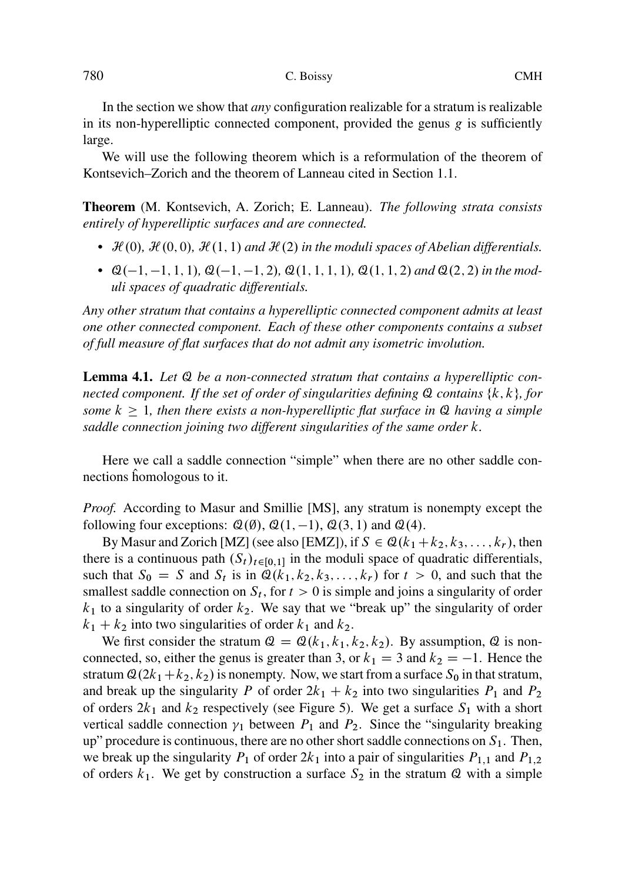In the section we show that *any* configuration realizable for a stratum is realizable in its non-hyperelliptic connected component, provided the genus $g$ is sufficiently large.

We will use the following theorem which is a reformulation of the theorem of Kontsevich–Zorich and the theorem of Lanneau cited in Section 1.1.

**Theorem** (M. Kontsevich, A. Zorich; E. Lanneau). *The following strata consists entirely of hyperelliptic surfaces and are connected.*

- $\mathcal{H}(0)$, $\mathcal{H}(0,0)$, $\mathcal{H}(1,1)$ *and* $\mathcal{H}(2)$ *in the moduli spaces of Abelian differentials.*
- $\mathcal{Q}(-1,-1,1,1)$, $\mathcal{Q}(-1,-1,2)$, $\mathcal{Q}(1,1,1,1)$, $\mathcal{Q}(1,1,2)$ *and* $\mathcal{Q}(2,2)$ *in the moduli spaces of quadratic differentials.*

*Any other stratum that contains a hyperelliptic connected component admits at least one other connected component. Each of these other components contains a subset of full measure of flat surfaces that do not admit any isometric involution.*

**Lemma 4.1.** *Let $\mathcal{Q}$ be a non-connected stratum that contains a hyperelliptic connected component. If the set of order of singularities defining $\mathcal{Q}$ contains $\{k,k\}$, for some $k \geq 1$, then there exists a non-hyperelliptic flat surface in $\mathcal{Q}$ having a simple saddle connection joining two different singularities of the same order $k$.*

Here we call a saddle connection "simple" when there are no other saddle connections ĥomologous to it.

*Proof.* According to Masur and Smillie [MS], any stratum is nonempty except the following four exceptions: $\mathcal{Q}(\emptyset)$, $\mathcal{Q}(1,-1)$, $\mathcal{Q}(3,1)$ and $\mathcal{Q}(4)$.

By Masur and Zorich [MZ] (see also [EMZ]), if $S \in \mathcal{Q}(k_1+k_2,k_3,\dots,k_r)$, then there is a continuous path $(S_t)_{t\in[0,1]}$ in the moduli space of quadratic differentials, such that $S_0 = S$ and $S_t$ is in $\mathcal{Q}(k_1,k_2,k_3,\dots,k_r)$ for $t > 0$, and such that the smallest saddle connection on $S_t$, for $t > 0$ is simple and joins a singularity of order $k_1$ to a singularity of order $k_2$. We say that we "break up" the singularity of order $k_1 + k_2$ into two singularities of order $k_1$ and $k_2$.

We first consider the stratum $\mathcal{Q} = \mathcal{Q}(k_1,k_1,k_2,k_2)$. By assumption, $\mathcal{Q}$ is non-connected, so, either the genus is greater than 3, or $k_1 = 3$ and $k_2 = -1$. Hence the stratum $\mathcal{Q}(2k_1+k_2,k_2)$ is nonempty. Now, we start from a surface $S_0$ in that stratum, and break up the singularity $P$ of order $2k_1 + k_2$ into two singularities $P_1$ and $P_2$ of orders $2k_1$ and $k_2$ respectively (see Figure 5). We get a surface $S_1$ with a short vertical saddle connection $\gamma_1$ between $P_1$ and $P_2$. Since the "singularity breaking up" procedure is continuous, there are no other short saddle connections on $S_1$. Then, we break up the singularity $P_1$ of order $2k_1$ into a pair of singularities $P_{1,1}$ and $P_{1,2}$ of orders $k_1$. We get by construction a surface $S_2$ in the stratum $\mathcal{Q}$ with a simple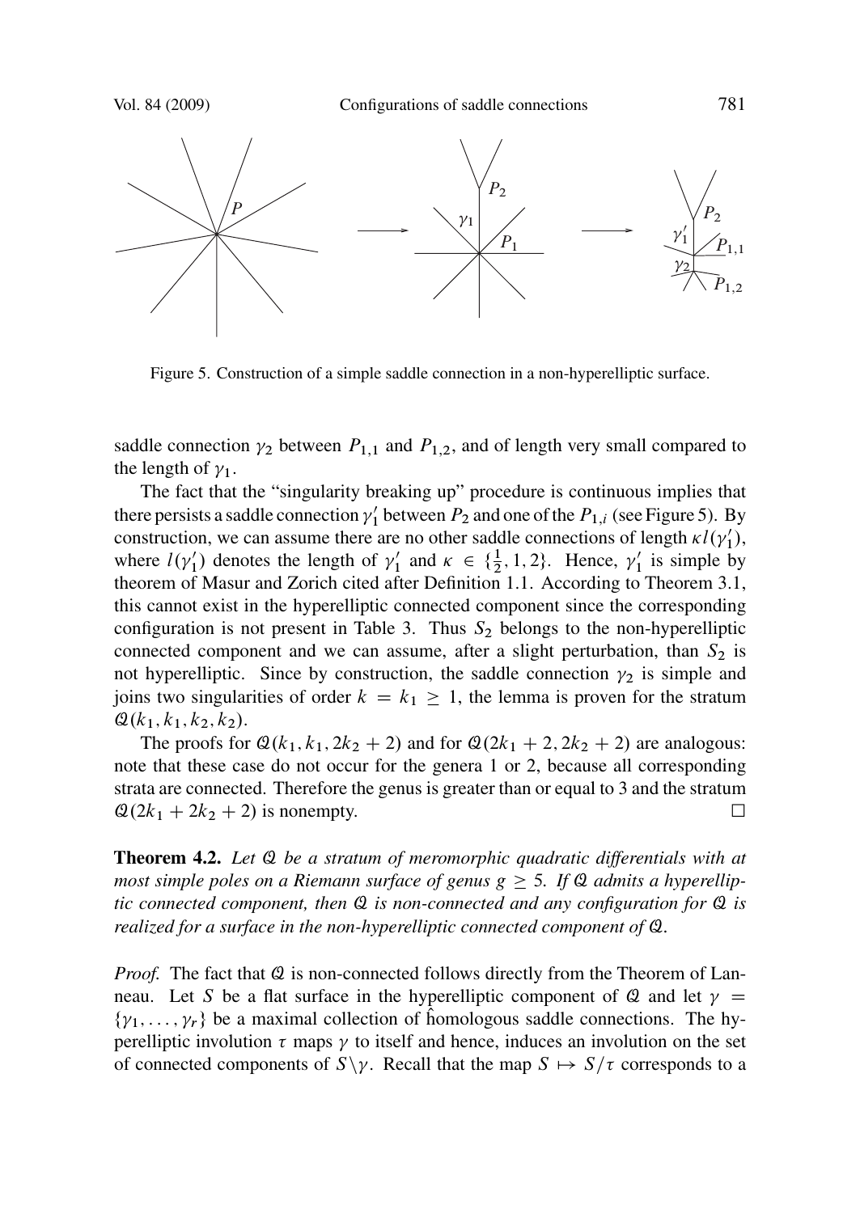Figure 5. Construction of a simple saddle connection in a non-hyperelliptic surface.

saddle connection $\gamma_2$ between $P_{1,1}$ and $P_{1,2}$, and of length very small compared to the length of $\gamma_1$.

The fact that the "singularity breaking up" procedure is continuous implies that there persists a saddle connection $\gamma_1'$ between $P_2$ and one of the $P_{1,i}$ (see Figure 5). By construction, we can assume there are no other saddle connections of length $\kappa l(\gamma_1')$, where $l(\gamma_1')$ denotes the length of $\gamma_1'$ and $\kappa \in \{\frac{1}{2}, 1, 2\}$. Hence, $\gamma_1'$ is simple by theorem of Masur and Zorich cited after Definition 1.1. According to Theorem 3.1, this cannot exist in the hyperelliptic connected component since the corresponding configuration is not present in Table 3. Thus $S_2$ belongs to the non-hyperelliptic connected component and we can assume, after a slight perturbation, than $S_2$ is not hyperelliptic. Since by construction, the saddle connection $\gamma_2$ is simple and joins two singularities of order $k = k_1 \geq 1$, the lemma is proven for the stratum $\mathcal{Q}(k_1, k_1, k_2, k_2)$.

The proofs for $\mathcal{Q}(k_1, k_1, 2k_2 + 2)$ and for $\mathcal{Q}(2k_1 + 2, 2k_2 + 2)$ are analogous: note that these case do not occur for the genera 1 or 2, because all corresponding strata are connected. Therefore the genus is greater than or equal to 3 and the stratum $\mathcal{Q}(2k_1 + 2k_2 + 2)$ is nonempty. □

**Theorem 4.2.** *Let $\mathcal{Q}$ be a stratum of meromorphic quadratic differentials with at most simple poles on a Riemann surface of genus $g \geq 5$. If $\mathcal{Q}$ admits a hyperelliptic connected component, then $\mathcal{Q}$ is non-connected and any configuration for $\mathcal{Q}$ is realized for a surface in the non-hyperelliptic connected component of $\mathcal{Q}$.*

*Proof.* The fact that $\mathcal{Q}$ is non-connected follows directly from the Theorem of Lanneau. Let $S$ be a flat surface in the hyperelliptic component of $\mathcal{Q}$ and let $\gamma = \{\gamma_1, \dots, \gamma_r\}$ be a maximal collection of $\hat{\text{h}}$omologous saddle connections. The hyperelliptic involution $\tau$ maps $\gamma$ to itself and hence, induces an involution on the set of connected components of $S \setminus \gamma$. Recall that the map $S \mapsto S/\tau$ corresponds to a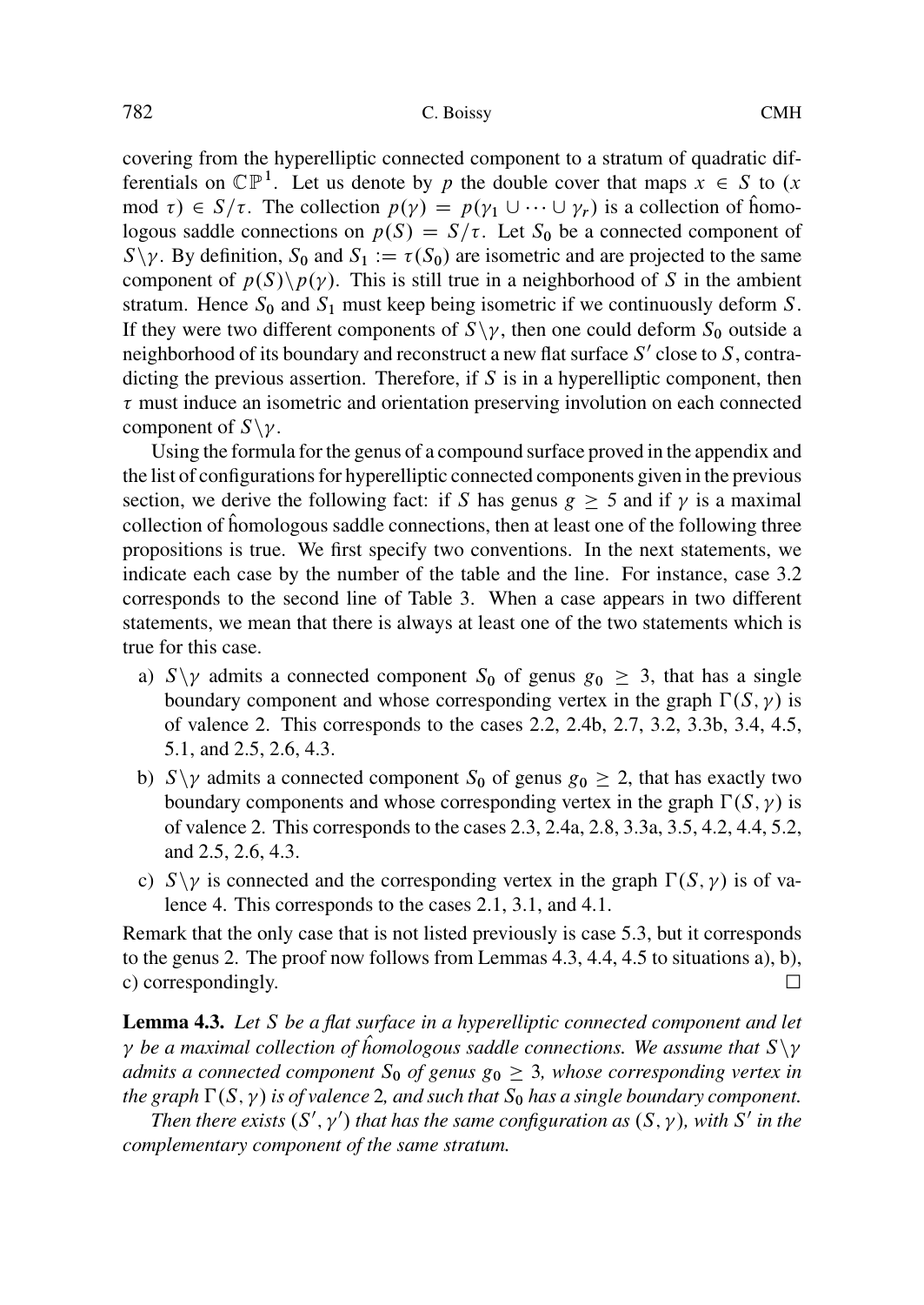covering from the hyperelliptic connected component to a stratum of quadratic differentials on $\mathbb{CP}^1$. Let us denote by $p$ the double cover that maps $x \in S$ to ($x$ mod $\tau$) $\in S/\tau$. The collection $p(\gamma) = p(\gamma_1 \cup \cdots \cup \gamma_r)$ is a collection of $\hat{\text{h}}$omologous saddle connections on $p(S) = S/\tau$. Let $S_0$ be a connected component of $S\backslash\gamma$. By definition, $S_0$ and $S_1 := \tau(S_0)$ are isometric and are projected to the same component of $p(S)\backslash p(\gamma)$. This is still true in a neighborhood of $S$ in the ambient stratum. Hence $S_0$ and $S_1$ must keep being isometric if we continuously deform $S$. If they were two different components of $S\backslash\gamma$, then one could deform $S_0$ outside a neighborhood of its boundary and reconstruct a new flat surface $S'$ close to $S$, contradicting the previous assertion. Therefore, if $S$ is in a hyperelliptic component, then $\tau$ must induce an isometric and orientation preserving involution on each connected component of $S\backslash\gamma$.

Using the formula for the genus of a compound surface proved in the appendix and the list of configurations for hyperelliptic connected components given in the previous section, we derive the following fact: if $S$ has genus $g \geq 5$ and if $\gamma$ is a maximal collection of $\hat{\text{h}}$omologous saddle connections, then at least one of the following three propositions is true. We first specify two conventions. In the next statements, we indicate each case by the number of the table and the line. For instance, case 3.2 corresponds to the second line of Table 3. When a case appears in two different statements, we mean that there is always at least one of the two statements which is true for this case.

a) $S\backslash\gamma$ admits a connected component $S_0$ of genus $g_0 \geq 3$, that has a single boundary component and whose corresponding vertex in the graph $\Gamma(S,\gamma)$ is of valence 2. This corresponds to the cases 2.2, 2.4b, 2.7, 3.2, 3.3b, 3.4, 4.5, 5.1, and 2.5, 2.6, 4.3.

b) $S\backslash\gamma$ admits a connected component $S_0$ of genus $g_0 \geq 2$, that has exactly two boundary components and whose corresponding vertex in the graph $\Gamma(S,\gamma)$ is of valence 2. This corresponds to the cases 2.3, 2.4a, 2.8, 3.3a, 3.5, 4.2, 4.4, 5.2, and 2.5, 2.6, 4.3.

c) $S\backslash\gamma$ is connected and the corresponding vertex in the graph $\Gamma(S,\gamma)$ is of valence 4. This corresponds to the cases 2.1, 3.1, and 4.1.

Remark that the only case that is not listed previously is case 5.3, but it corresponds to the genus 2. The proof now follows from Lemmas 4.3, 4.4, 4.5 to situations a), b), c) correspondingly. $\square$

**Lemma 4.3.** *Let $S$ be a flat surface in a hyperelliptic connected component and let $\gamma$ be a maximal collection of $\hat{\text{h}}$omologous saddle connections. We assume that $S\backslash\gamma$ admits a connected component $S_0$ of genus $g_0 \geq 3$, whose corresponding vertex in the graph $\Gamma(S,\gamma)$ is of valence 2, and such that $S_0$ has a single boundary component.*

*Then there exists $(S',\gamma')$ that has the same configuration as $(S,\gamma)$, with $S'$ in the complementary component of the same stratum.*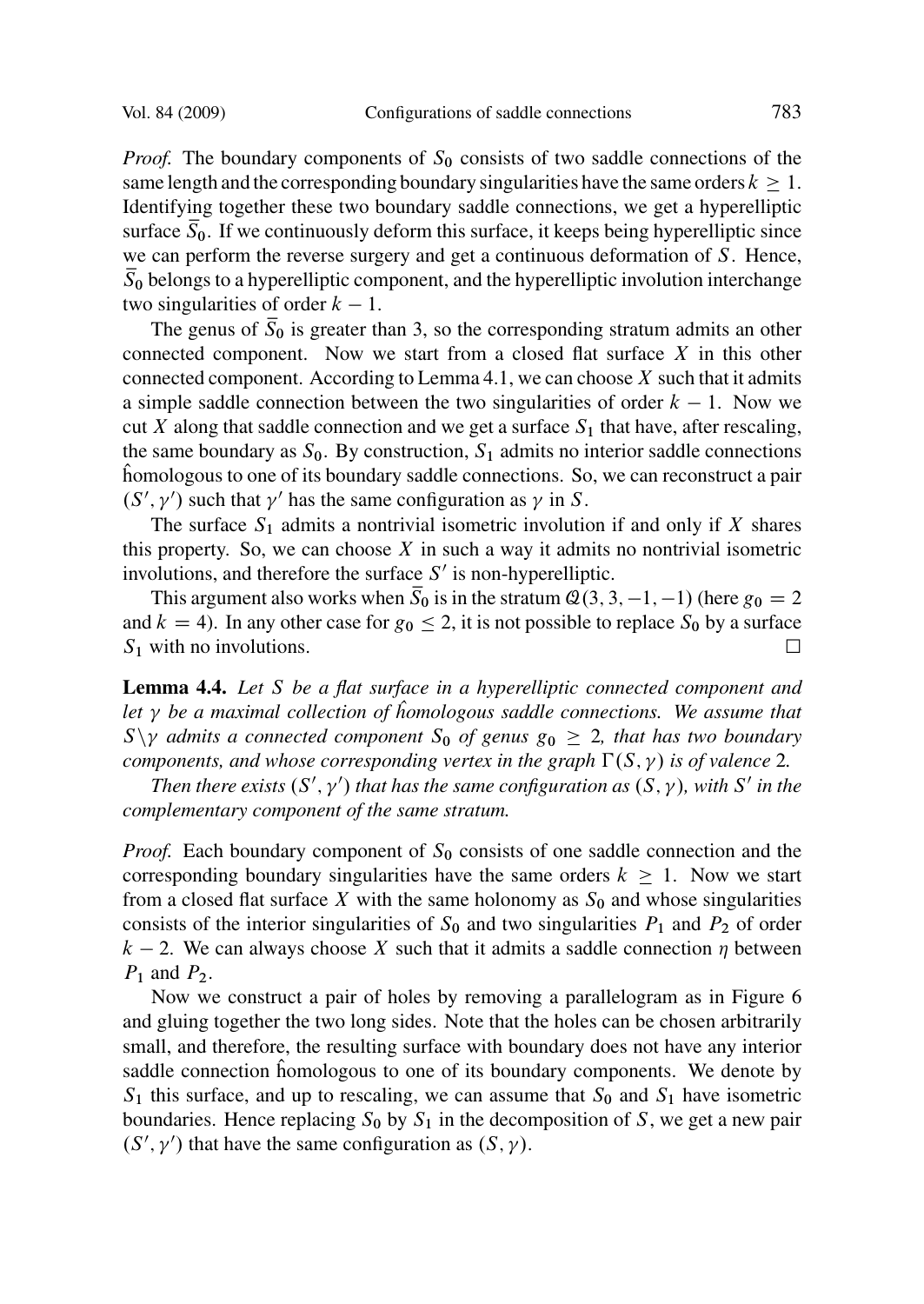*Proof.* The boundary components of $S_0$ consists of two saddle connections of the same length and the corresponding boundary singularities have the same orders $k \geq 1$. Identifying together these two boundary saddle connections, we get a hyperelliptic surface $\overline{S}_0$. If we continuously deform this surface, it keeps being hyperelliptic since we can perform the reverse surgery and get a continuous deformation of $S$. Hence, $\overline{S}_0$ belongs to a hyperelliptic component, and the hyperelliptic involution interchange two singularities of order $k-1$.

The genus of $\overline{S}_0$ is greater than 3, so the corresponding stratum admits an other connected component. Now we start from a closed flat surface $X$ in this other connected component. According to Lemma 4.1, we can choose $X$ such that it admits a simple saddle connection between the two singularities of order $k-1$. Now we cut $X$ along that saddle connection and we get a surface $S_1$ that have, after rescaling, the same boundary as $S_0$. By construction, $S_1$ admits no interior saddle connections $\hat{\text{h}}$omologous to one of its boundary saddle connections. So, we can reconstruct a pair $(S', \gamma')$ such that $\gamma'$ has the same configuration as $\gamma$ in $S$.

The surface $S_1$ admits a nontrivial isometric involution if and only if $X$ shares this property. So, we can choose $X$ in such a way it admits no nontrivial isometric involutions, and therefore the surface $S'$ is non-hyperelliptic.

This argument also works when $\overline{S}_0$ is in the stratum $\mathcal{Q}(3,3,-1,-1)$ (here $g_0 = 2$ and $k = 4$). In any other case for $g_0 \leq 2$, it is not possible to replace $S_0$ by a surface $S_1$ with no involutions. $\square$

**Lemma 4.4.** *Let $S$ be a flat surface in a hyperelliptic connected component and let $\gamma$ be a maximal collection of $\hat{\text{h}}$omologous saddle connections. We assume that $S \setminus \gamma$ admits a connected component $S_0$ of genus $g_0 \geq 2$, that has two boundary components, and whose corresponding vertex in the graph $\Gamma(S,\gamma)$ is of valence 2.*

*Then there exists $(S', \gamma')$ that has the same configuration as $(S,\gamma)$, with $S'$ in the complementary component of the same stratum.*

*Proof.* Each boundary component of $S_0$ consists of one saddle connection and the corresponding boundary singularities have the same orders $k \geq 1$. Now we start from a closed flat surface $X$ with the same holonomy as $S_0$ and whose singularities consists of the interior singularities of $S_0$ and two singularities $P_1$ and $P_2$ of order $k-2$. We can always choose $X$ such that it admits a saddle connection $\eta$ between $P_1$ and $P_2$.

Now we construct a pair of holes by removing a parallelogram as in Figure 6 and gluing together the two long sides. Note that the holes can be chosen arbitrarily small, and therefore, the resulting surface with boundary does not have any interior saddle connection $\hat{\text{h}}$omologous to one of its boundary components. We denote by $S_1$ this surface, and up to rescaling, we can assume that $S_0$ and $S_1$ have isometric boundaries. Hence replacing $S_0$ by $S_1$ in the decomposition of $S$, we get a new pair $(S', \gamma')$ that have the same configuration as $(S,\gamma)$.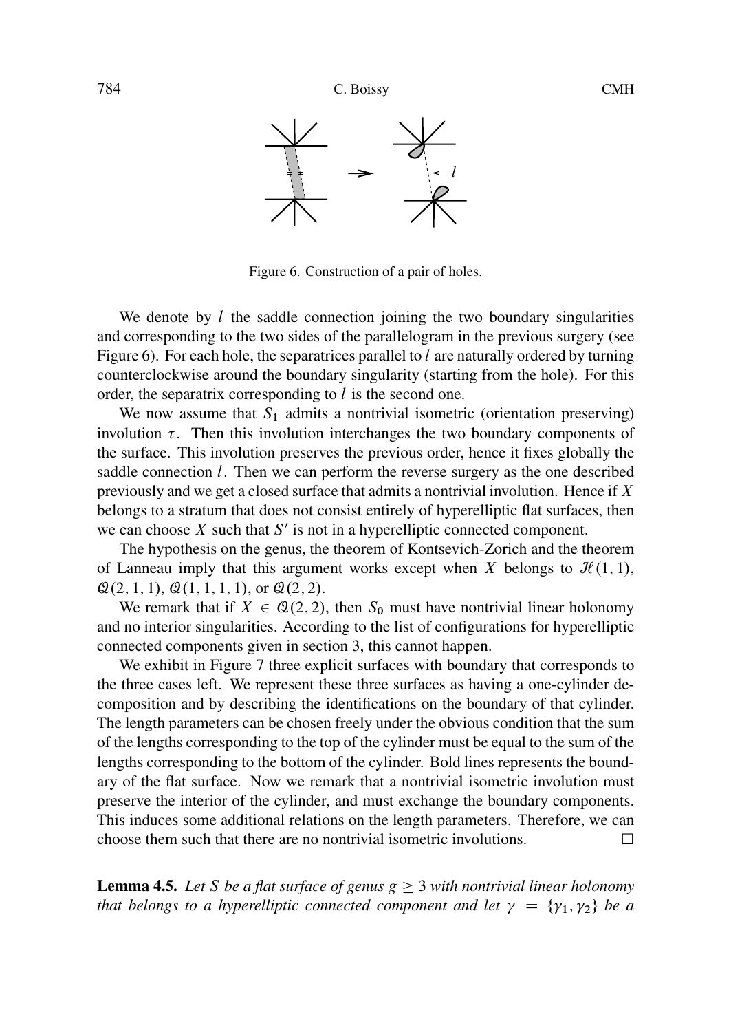Figure 6. Construction of a pair of holes.

We denote by $l$ the saddle connection joining the two boundary singularities and corresponding to the two sides of the parallelogram in the previous surgery (see Figure 6). For each hole, the separatrices parallel to $l$ are naturally ordered by turning counterclockwise around the boundary singularity (starting from the hole). For this order, the separatrix corresponding to $l$ is the second one.

We now assume that $S_1$ admits a nontrivial isometric (orientation preserving) involution $\tau$. Then this involution interchanges the two boundary components of the surface. This involution preserves the previous order, hence it fixes globally the saddle connection $l$. Then we can perform the reverse surgery as the one described previously and we get a closed surface that admits a nontrivial involution. Hence if $X$ belongs to a stratum that does not consist entirely of hyperelliptic flat surfaces, then we can choose $X$ such that $S'$ is not in a hyperelliptic connected component.

The hypothesis on the genus, the theorem of Kontsevich-Zorich and the theorem of Lanneau imply that this argument works except when $X$ belongs to $\mathcal{H}(1,1)$, $\mathcal{Q}(2,1,1)$, $\mathcal{Q}(1,1,1,1)$, or $\mathcal{Q}(2,2)$.

We remark that if $X \in \mathcal{Q}(2,2)$, then $S_0$ must have nontrivial linear holonomy and no interior singularities. According to the list of configurations for hyperelliptic connected components given in section 3, this cannot happen.

We exhibit in Figure 7 three explicit surfaces with boundary that corresponds to the three cases left. We represent these three surfaces as having a one-cylinder decomposition and by describing the identifications on the boundary of that cylinder. The length parameters can be chosen freely under the obvious condition that the sum of the lengths corresponding to the top of the cylinder must be equal to the sum of the lengths corresponding to the bottom of the cylinder. Bold lines represents the boundary of the flat surface. Now we remark that a nontrivial isometric involution must preserve the interior of the cylinder, and must exchange the boundary components. This induces some additional relations on the length parameters. Therefore, we can choose them such that there are no nontrivial isometric involutions. □

**Lemma 4.5.** *Let $S$ be a flat surface of genus $g \geq 3$ with nontrivial linear holonomy that belongs to a hyperelliptic connected component and let $\gamma = \{\gamma_1, \gamma_2\}$ be a*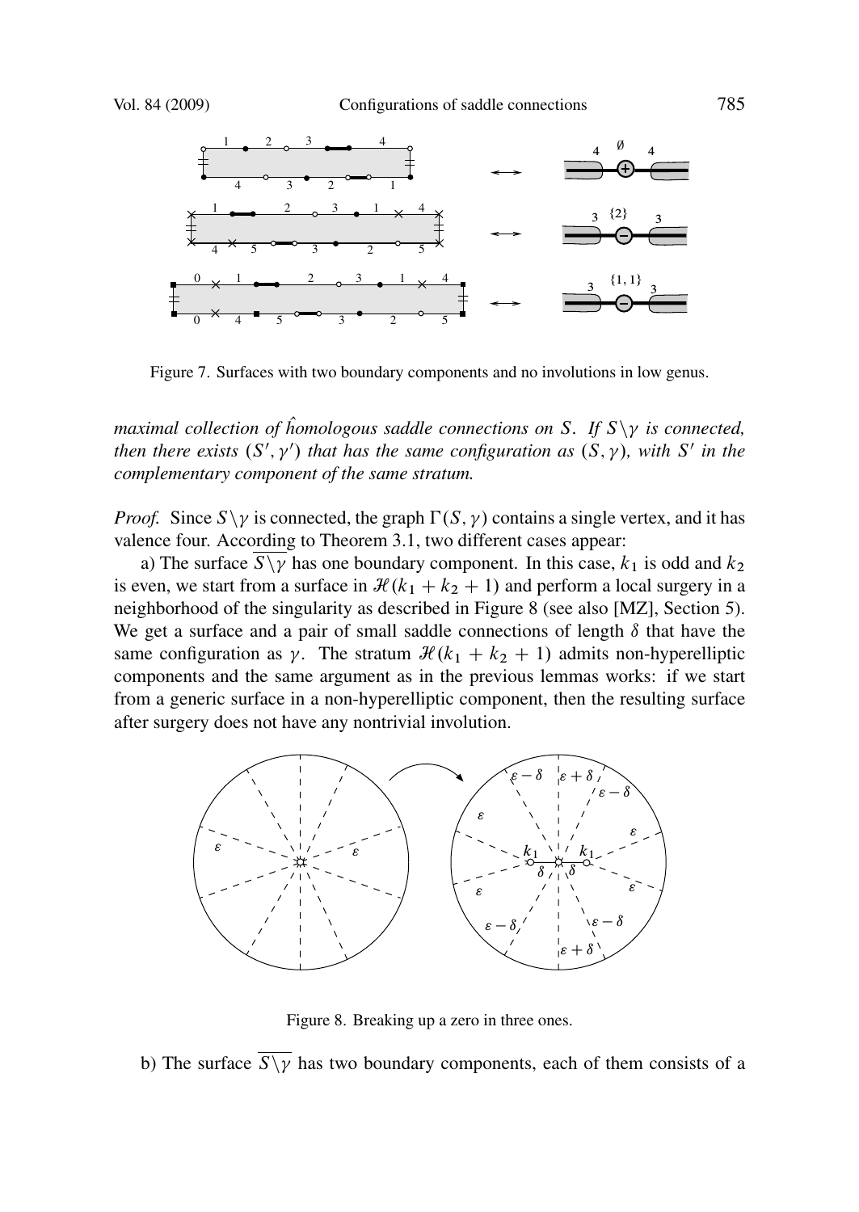Figure 7. Surfaces with two boundary components and no involutions in low genus.

*maximal collection of $\hat{h}$omologous saddle connections on $S$. If $S\backslash\gamma$ is connected, then there exists $(S',\gamma')$ that has the same configuration as $(S,\gamma)$, with $S'$ in the complementary component of the same stratum.*

*Proof.* Since $S\backslash\gamma$ is connected, the graph $\Gamma(S,\gamma)$ contains a single vertex, and it has valence four. According to Theorem 3.1, two different cases appear:

a) The surface $\overline{S\backslash\gamma}$ has one boundary component. In this case, $k_1$ is odd and $k_2$ is even, we start from a surface in $\mathcal{H}(k_1+k_2+1)$ and perform a local surgery in a neighborhood of the singularity as described in Figure 8 (see also [MZ], Section 5). We get a surface and a pair of small saddle connections of length $\delta$ that have the same configuration as $\gamma$. The stratum $\mathcal{H}(k_1+k_2+1)$ admits non-hyperelliptic components and the same argument as in the previous lemmas works: if we start from a generic surface in a non-hyperelliptic component, then the resulting surface after surgery does not have any nontrivial involution.

Figure 8. Breaking up a zero in three ones.

b) The surface $\overline{S\backslash\gamma}$ has two boundary components, each of them consists of a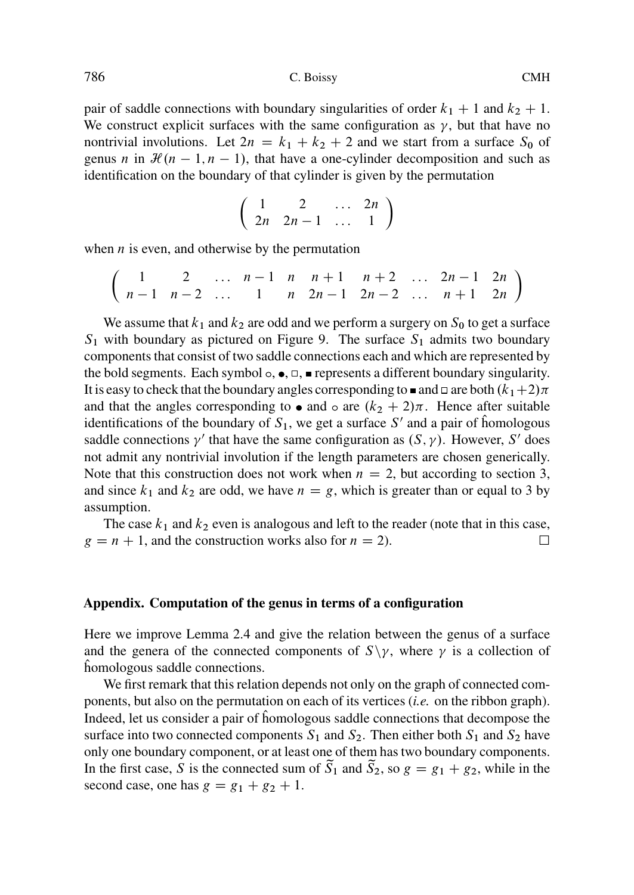pair of saddle connections with boundary singularities of order $k_1 + 1$ and $k_2 + 1$. We construct explicit surfaces with the same configuration as $\gamma$, but that have no nontrivial involutions. Let $2n = k_1 + k_2 + 2$ and we start from a surface $S_0$ of genus $n$ in $\mathcal{H}(n-1, n-1)$, that have a one-cylinder decomposition and such as identification on the boundary of that cylinder is given by the permutation

$$\begin{pmatrix} 1 & 2 & \dots & 2n \\ 2n & 2n-1 & \dots & 1 \end{pmatrix}$$

when $n$ is even, and otherwise by the permutation

$$\begin{pmatrix} 1 & 2 & \dots & n-1 & n & n+1 & n+2 & \dots & 2n-1 & 2n \\ n-1 & n-2 & \dots & 1 & n & 2n-1 & 2n-2 & \dots & n+1 & 2n \end{pmatrix}$$

We assume that $k_1$ and $k_2$ are odd and we perform a surgery on $S_0$ to get a surface $S_1$ with boundary as pictured on Figure 9. The surface $S_1$ admits two boundary components that consist of two saddle connections each and which are represented by the bold segments. Each symbol $\circ, \bullet, \square, \blacksquare$ represents a different boundary singularity. It is easy to check that the boundary angles corresponding to $\blacksquare$ and $\square$ are both $(k_1+2)\pi$ and that the angles corresponding to $\bullet$ and $\circ$ are $(k_2+2)\pi$. Hence after suitable identifications of the boundary of $S_1$, we get a surface $S'$ and a pair of $\hat{\text{h}}$omologous saddle connections $\gamma'$ that have the same configuration as $(S, \gamma)$. However, $S'$ does not admit any nontrivial involution if the length parameters are chosen generically. Note that this construction does not work when $n = 2$, but according to section 3, and since $k_1$ and $k_2$ are odd, we have $n = g$, which is greater than or equal to 3 by assumption.

The case $k_1$ and $k_2$ even is analogous and left to the reader (note that in this case, $g = n + 1$, and the construction works also for $n = 2$). $\square$

## Appendix. Computation of the genus in terms of a configuration

Here we improve Lemma 2.4 and give the relation between the genus of a surface and the genera of the connected components of $S \backslash \gamma$, where $\gamma$ is a collection of $\hat{\text{h}}$omologous saddle connections.

We first remark that this relation depends not only on the graph of connected components, but also on the permutation on each of its vertices (*i.e.* on the ribbon graph). Indeed, let us consider a pair of $\hat{\text{h}}$omologous saddle connections that decompose the surface into two connected components $S_1$ and $S_2$. Then either both $S_1$ and $S_2$ have only one boundary component, or at least one of them has two boundary components. In the first case, $S$ is the connected sum of $\widetilde{S}_1$ and $\widetilde{S}_2$, so $g = g_1 + g_2$, while in the second case, one has $g = g_1 + g_2 + 1$.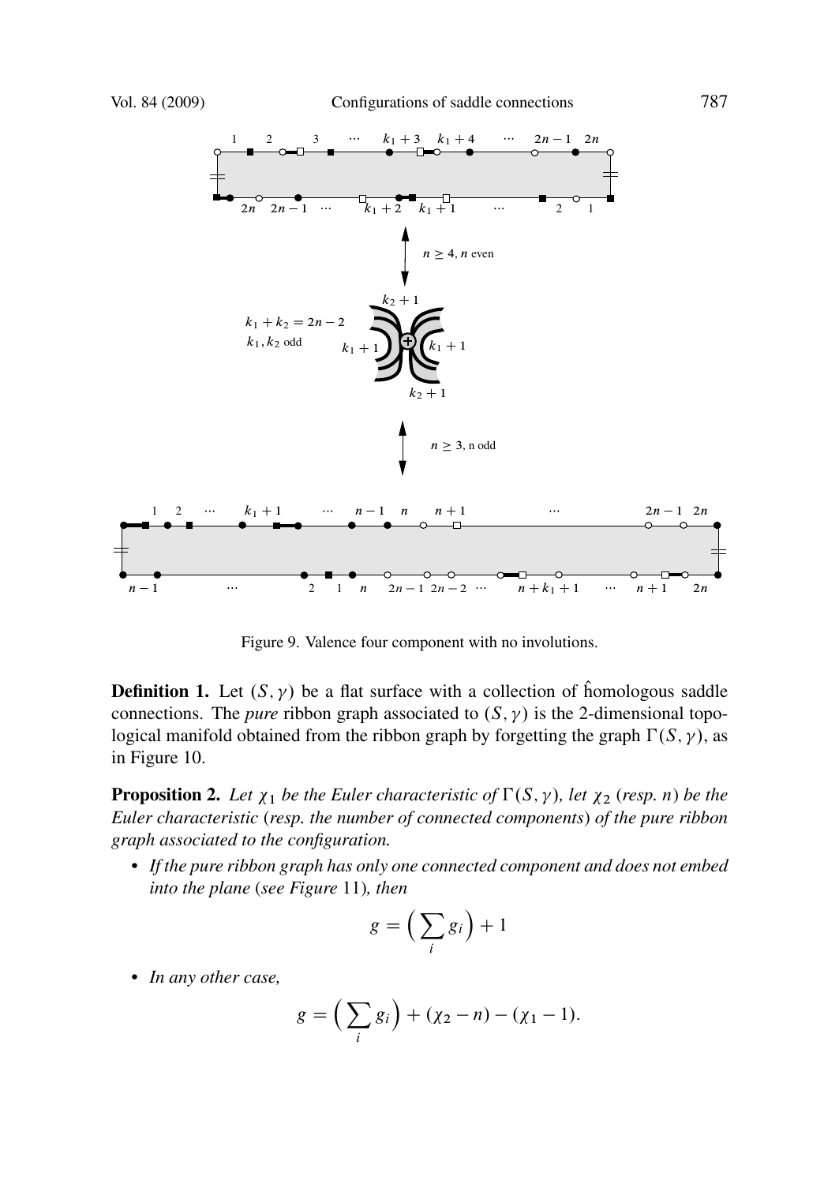Figure 9. Valence four component with no involutions.

**Definition 1.** Let $(S, \gamma)$ be a flat surface with a collection of $\hat{\text{h}}$omologous saddle connections. The *pure* ribbon graph associated to $(S, \gamma)$ is the 2-dimensional topological manifold obtained from the ribbon graph by forgetting the graph $\Gamma(S, \gamma)$, as in Figure 10.

**Proposition 2.** *Let $\chi_1$ be the Euler characteristic of $\Gamma(S, \gamma)$, let $\chi_2$ (resp. $n$) be the Euler characteristic (resp. the number of connected components) of the pure ribbon graph associated to the configuration.*

- *If the pure ribbon graph has only one connected component and does not embed into the plane (see Figure 11), then*

$$g = \Big(\sum_i g_i\Big) + 1$$

- *In any other case,*

$$g = \Big(\sum_i g_i\Big) + (\chi_2 - n) - (\chi_1 - 1).$$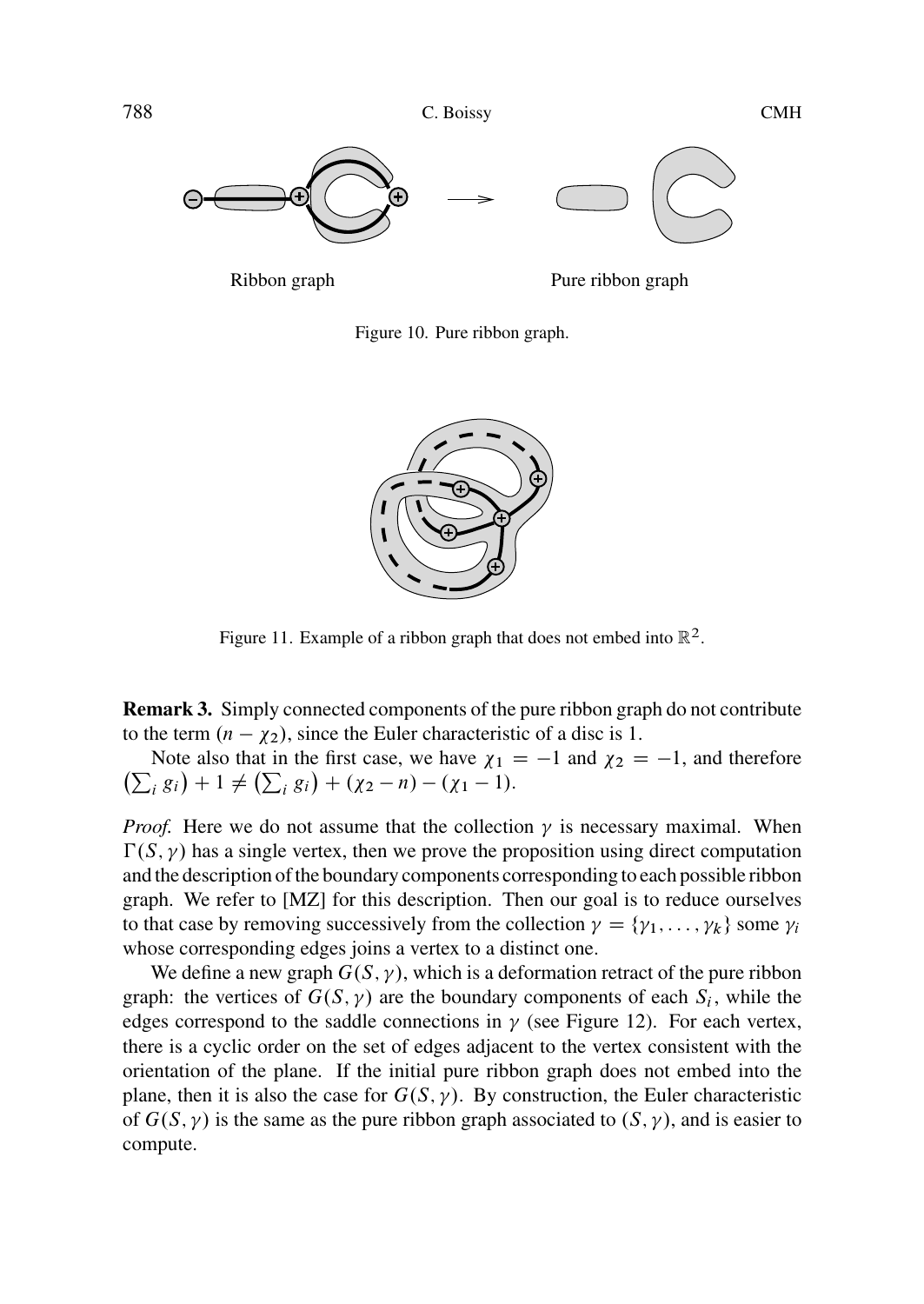Ribbon graph

Pure ribbon graph

Figure 10. Pure ribbon graph.

Figure 11. Example of a ribbon graph that does not embed into $\mathbb{R}^2$.

**Remark 3.** Simply connected components of the pure ribbon graph do not contribute to the term $(n - \chi_2)$, since the Euler characteristic of a disc is 1.

Note also that in the first case, we have $\chi_1 = -1$ and $\chi_2 = -1$, and therefore $\left(\sum_i g_i\right) + 1 \neq \left(\sum_i g_i\right) + (\chi_2 - n) - (\chi_1 - 1)$.

*Proof.* Here we do not assume that the collection $\gamma$ is necessary maximal. When $\Gamma(S, \gamma)$ has a single vertex, then we prove the proposition using direct computation and the description of the boundary components corresponding to each possible ribbon graph. We refer to [MZ] for this description. Then our goal is to reduce ourselves to that case by removing successively from the collection $\gamma = \{\gamma_1, \dots, \gamma_k\}$ some $\gamma_i$ whose corresponding edges joins a vertex to a distinct one.

We define a new graph $G(S, \gamma)$, which is a deformation retract of the pure ribbon graph: the vertices of $G(S, \gamma)$ are the boundary components of each $S_i$, while the edges correspond to the saddle connections in $\gamma$ (see Figure 12). For each vertex, there is a cyclic order on the set of edges adjacent to the vertex consistent with the orientation of the plane. If the initial pure ribbon graph does not embed into the plane, then it is also the case for $G(S, \gamma)$. By construction, the Euler characteristic of $G(S, \gamma)$ is the same as the pure ribbon graph associated to $(S, \gamma)$, and is easier to compute.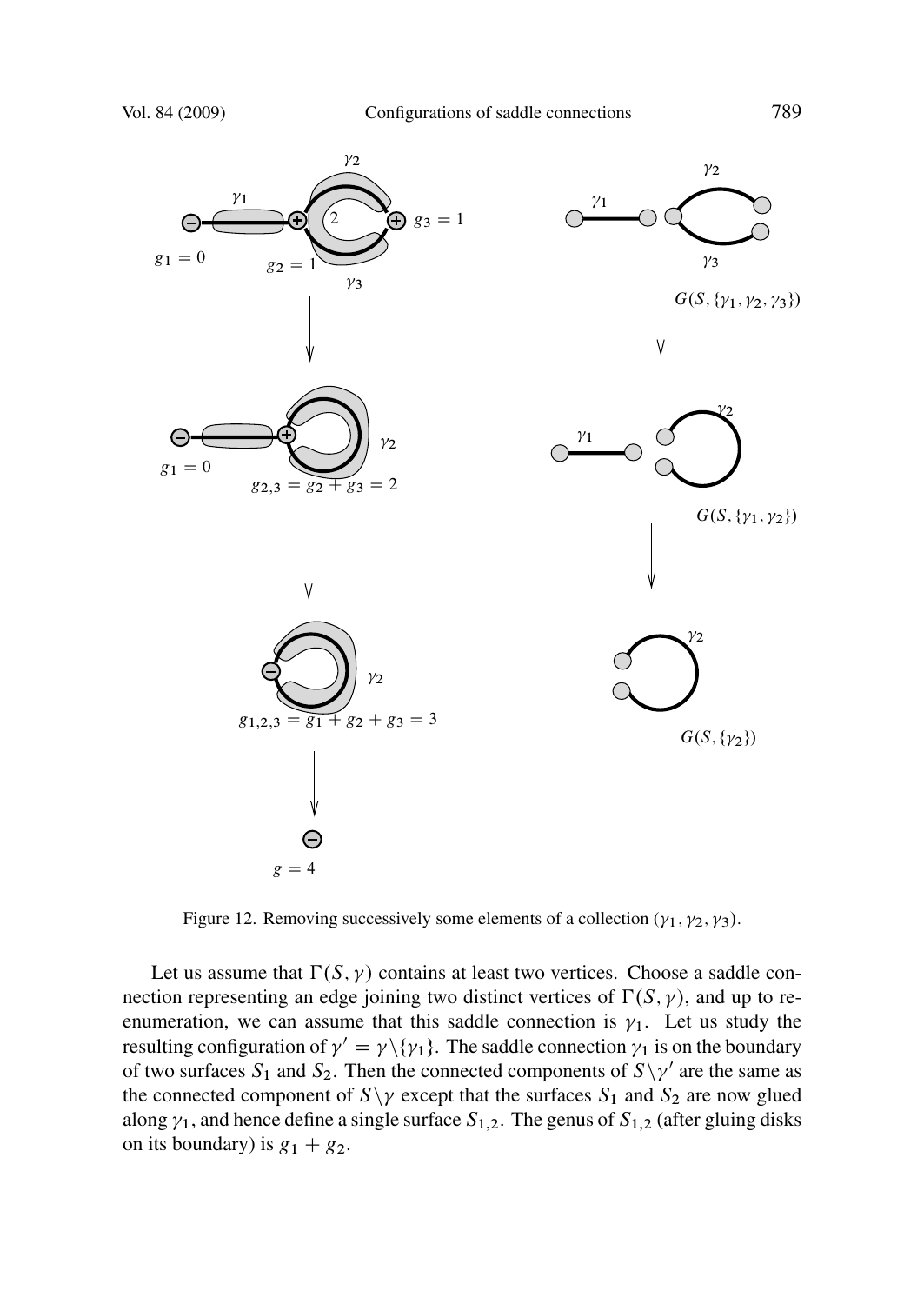Figure 12. Removing successively some elements of a collection $(\gamma_1, \gamma_2, \gamma_3)$.

Let us assume that $\Gamma(S, \gamma)$ contains at least two vertices. Choose a saddle connection representing an edge joining two distinct vertices of $\Gamma(S, \gamma)$, and up to re-enumeration, we can assume that this saddle connection is $\gamma_1$. Let us study the resulting configuration of $\gamma' = \gamma \backslash \{\gamma_1\}$. The saddle connection $\gamma_1$ is on the boundary of two surfaces $S_1$ and $S_2$. Then the connected components of $S \backslash \gamma'$ are the same as the connected component of $S \backslash \gamma$ except that the surfaces $S_1$ and $S_2$ are now glued along $\gamma_1$, and hence define a single surface $S_{1,2}$. The genus of $S_{1,2}$ (after gluing disks on its boundary) is $g_1 + g_2$.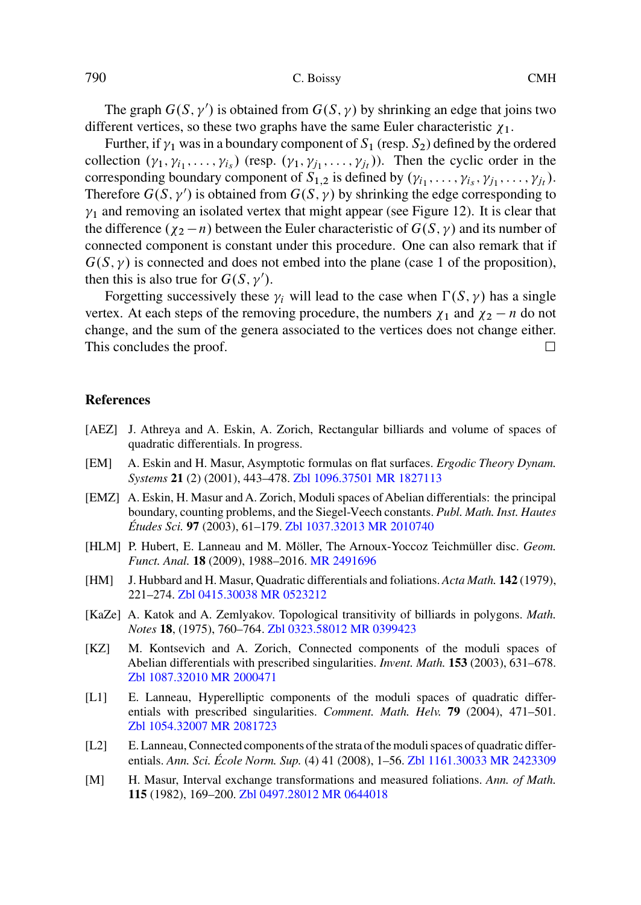The graph $G(S, \gamma')$ is obtained from $G(S, \gamma)$ by shrinking an edge that joins two different vertices, so these two graphs have the same Euler characteristic $\chi_1$.

Further, if $\gamma_1$ was in a boundary component of $S_1$ (resp. $S_2$) defined by the ordered collection $(\gamma_1, \gamma_{i_1}, \ldots, \gamma_{i_s})$ (resp. $(\gamma_1, \gamma_{j_1}, \ldots, \gamma_{j_t})$). Then the cyclic order in the corresponding boundary component of $S_{1,2}$ is defined by $(\gamma_{i_1}, \ldots, \gamma_{i_s}, \gamma_{j_1}, \ldots, \gamma_{j_t})$. Therefore $G(S, \gamma')$ is obtained from $G(S, \gamma)$ by shrinking the edge corresponding to $\gamma_1$ and removing an isolated vertex that might appear (see Figure 12). It is clear that the difference $(\chi_2 - n)$ between the Euler characteristic of $G(S, \gamma)$ and its number of connected component is constant under this procedure. One can also remark that if $G(S, \gamma)$ is connected and does not embed into the plane (case 1 of the proposition), then this is also true for $G(S, \gamma')$.

Forgetting successively these $\gamma_i$ will lead to the case when $\Gamma(S, \gamma)$ has a single vertex. At each steps of the removing procedure, the numbers $\chi_1$ and $\chi_2 - n$ do not change, and the sum of the genera associated to the vertices does not change either. This concludes the proof. □

## References

[AEZ] J. Athreya and A. Eskin, A. Zorich, Rectangular billiards and volume of spaces of quadratic differentials. In progress.

[EM] A. Eskin and H. Masur, Asymptotic formulas on flat surfaces. *Ergodic Theory Dynam. Systems* **21** (2) (2001), 443–478. Zbl 1096.37501 MR 1827113

[EMZ] A. Eskin, H. Masur and A. Zorich, Moduli spaces of Abelian differentials: the principal boundary, counting problems, and the Siegel-Veech constants. *Publ. Math. Inst. Hautes Études Sci.* **97** (2003), 61–179. Zbl 1037.32013 MR 2010740

[HLM] P. Hubert, E. Lanneau and M. Möller, The Arnoux-Yoccoz Teichmüller disc. *Geom. Funct. Anal.* **18** (2009), 1988–2016. MR 2491696

[HM] J. Hubbard and H. Masur, Quadratic differentials and foliations. *Acta Math.* **142** (1979), 221–274. Zbl 0415.30038 MR 0523212

[KaZe] A. Katok and A. Zemlyakov. Topological transitivity of billiards in polygons. *Math. Notes* **18**, (1975), 760–764. Zbl 0323.58012 MR 0399423

[KZ] M. Kontsevich and A. Zorich, Connected components of the moduli spaces of Abelian differentials with prescribed singularities. *Invent. Math.* **153** (2003), 631–678. Zbl 1087.32010 MR 2000471

[L1] E. Lanneau, Hyperelliptic components of the moduli spaces of quadratic differentials with prescribed singularities. *Comment. Math. Helv.* **79** (2004), 471–501. Zbl 1054.32007 MR 2081723

[L2] E. Lanneau, Connected components of the strata of the moduli spaces of quadratic differentials. *Ann. Sci. École Norm. Sup.* (4) 41 (2008), 1–56. Zbl 1161.30033 MR 2423309

[M] H. Masur, Interval exchange transformations and measured foliations. *Ann. of Math.* **115** (1982), 169–200. Zbl 0497.28012 MR 0644018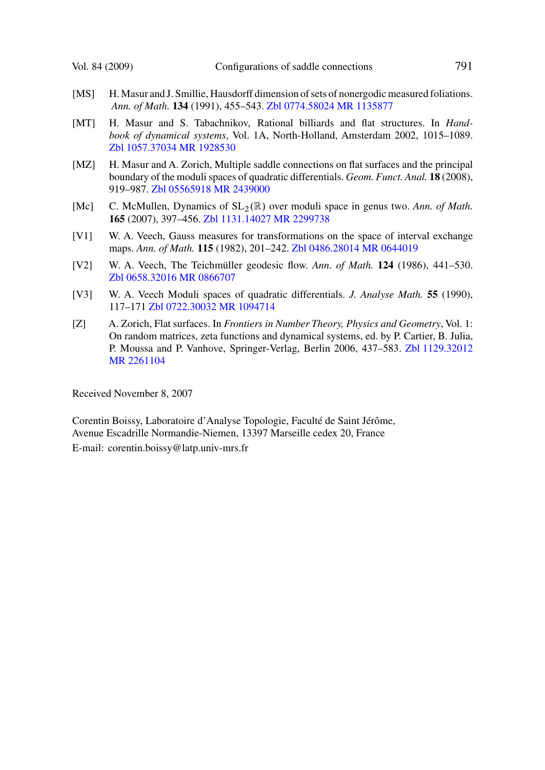[MS] H. Masur and J. Smillie, Hausdorff dimension of sets of nonergodic measured foliations. *Ann. of Math.* **134** (1991), 455–543. Zbl 0774.58024 MR 1135877

[MT] H. Masur and S. Tabachnikov, Rational billiards and flat structures. In *Handbook of dynamical systems*, Vol. 1A, North-Holland, Amsterdam 2002, 1015–1089. Zbl 1057.37034 MR 1928530

[MZ] H. Masur and A. Zorich, Multiple saddle connections on flat surfaces and the principal boundary of the moduli spaces of quadratic differentials. *Geom. Funct. Anal.* **18** (2008), 919–987. Zbl 05565918 MR 2439000

[Mc] C. McMullen, Dynamics of $\mathrm{SL}_2(\mathbb{R})$ over moduli space in genus two. *Ann. of Math.* **165** (2007), 397–456. Zbl 1131.14027 MR 2299738

[V1] W. A. Veech, Gauss measures for transformations on the space of interval exchange maps. *Ann. of Math.* **115** (1982), 201–242. Zbl 0486.28014 MR 0644019

[V2] W. A. Veech, The Teichmüller geodesic flow. *Ann. of Math.* **124** (1986), 441–530. Zbl 0658.32016 MR 0866707

[V3] W. A. Veech Moduli spaces of quadratic differentials. *J. Analyse Math.* **55** (1990), 117–171 Zbl 0722.30032 MR 1094714

[Z] A. Zorich, Flat surfaces. In *Frontiers in Number Theory, Physics and Geometry*, Vol. 1: On random matrices, zeta functions and dynamical systems, ed. by P. Cartier, B. Julia, P. Moussa and P. Vanhove, Springer-Verlag, Berlin 2006, 437–583. Zbl 1129.32012 MR 2261104

Received November 8, 2007

Corentin Boissy, Laboratoire d'Analyse Topologie, Faculté de Saint Jérôme, Avenue Escadrille Normandie-Niemen, 13397 Marseille cedex 20, France

E-mail: corentin.boissy@latp.univ-mrs.fr